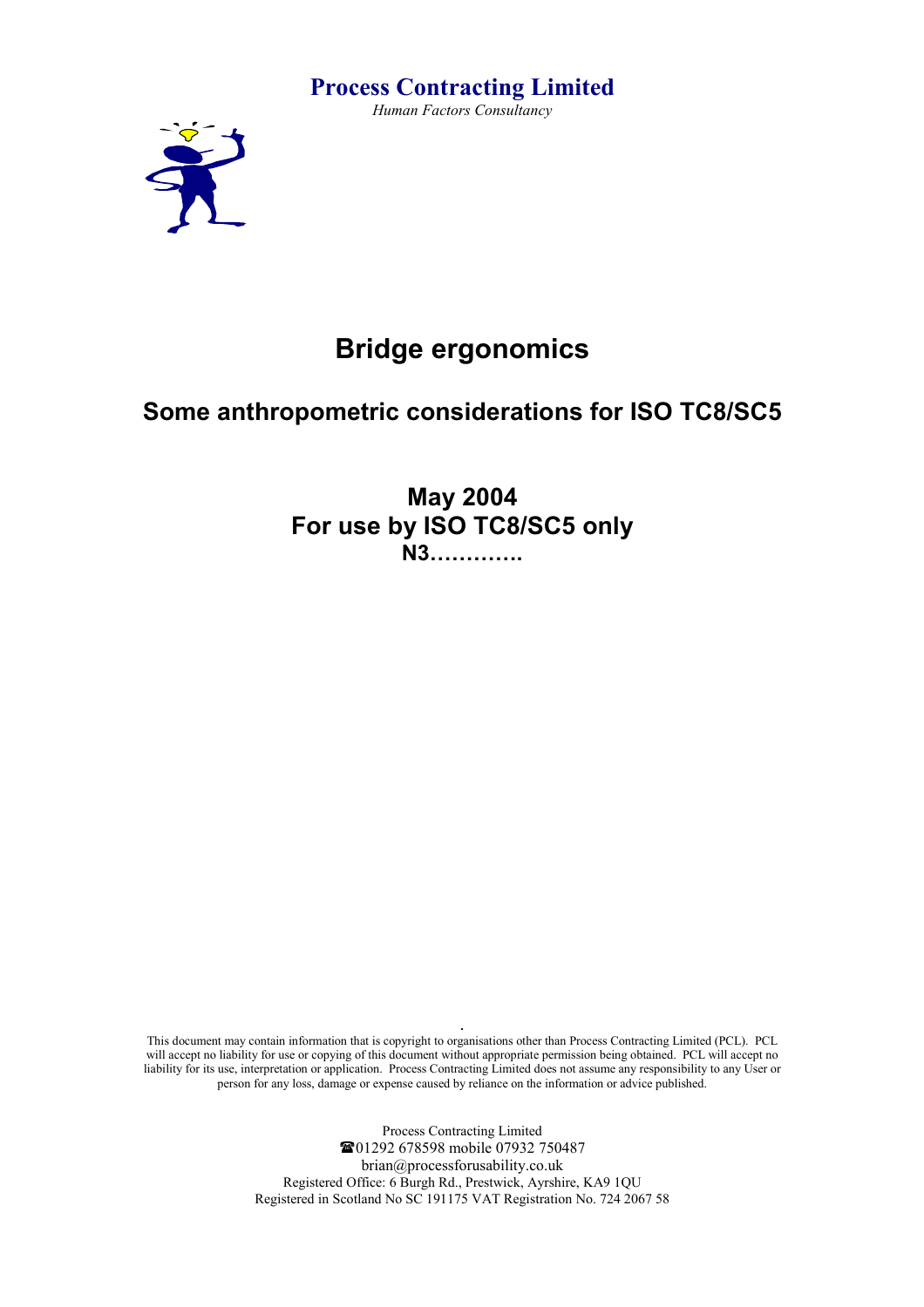**Process Contracting Limited**

*Human Factors Consultancy*

# Bridge ergonomics

## Some anthropometric considerations for ISO TC8/SC5

**May 2004**
**For use by ISO TC8/SC5 only**
**N3………….**

This document may contain information that is copyright to organisations other than Process Contracting Limited (PCL). PCL will accept no liability for use or copying of this document without appropriate permission being obtained. PCL will accept no liability for its use, interpretation or application. Process Contracting Limited does not assume any responsibility to any User or person for any loss, damage or expense caused by reliance on the information or advice published.

Process Contracting Limited
☎01292 678598 mobile 07932 750487
brian@processforusability.co.uk
Registered Office: 6 Burgh Rd., Prestwick, Ayrshire, KA9 1QU
Registered in Scotland No SC 191175 VAT Registration No. 724 2067 58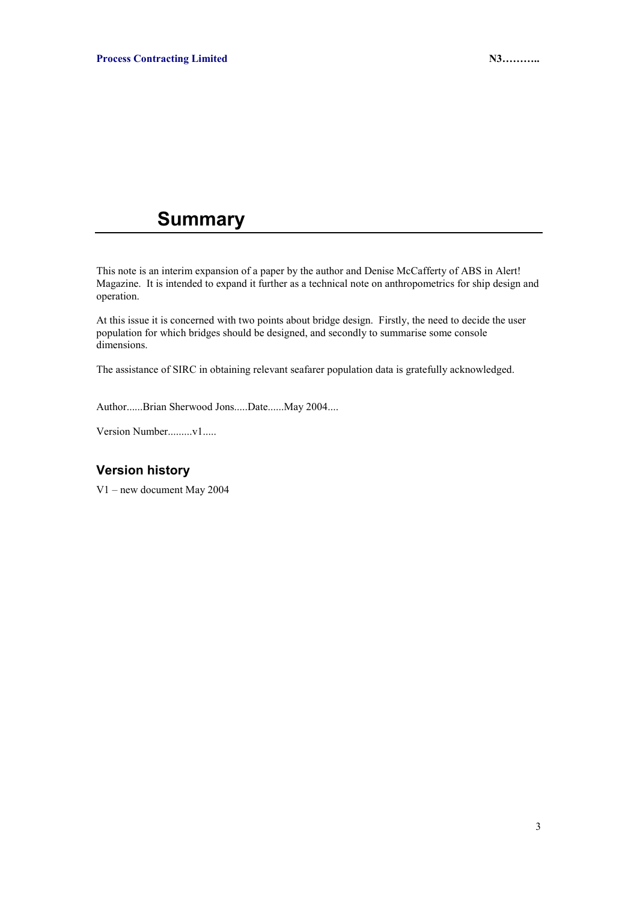# Summary

This note is an interim expansion of a paper by the author and Denise McCafferty of ABS in Alert! Magazine. It is intended to expand it further as a technical note on anthropometrics for ship design and operation.

At this issue it is concerned with two points about bridge design. Firstly, the need to decide the user population for which bridges should be designed, and secondly to summarise some console dimensions.

The assistance of SIRC in obtaining relevant seafarer population data is gratefully acknowledged.

Author......Brian Sherwood Jons.....Date......May 2004....

Version Number.........v1.....

## Version history

V1 – new document May 2004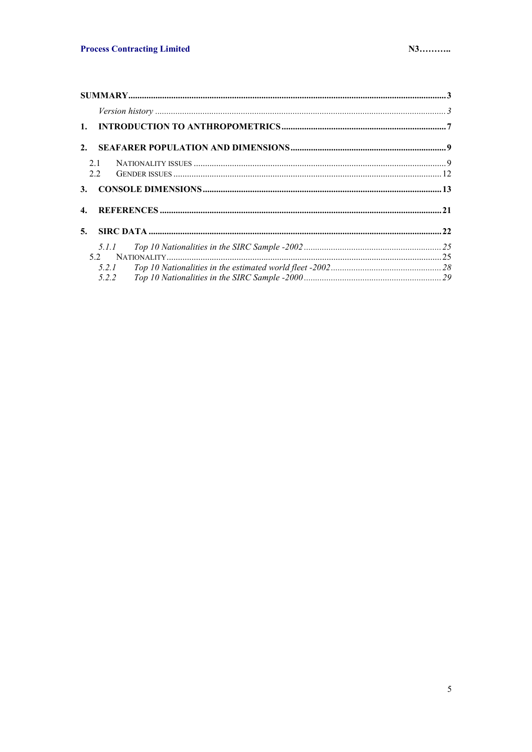**SUMMARY** ... 3

*Version history* ... 3

**1. INTRODUCTION TO ANTHROPOMETRICS** ... 7

**2. SEAFARER POPULATION AND DIMENSIONS** ... 9

- 2.1 NATIONALITY ISSUES ... 9
- 2.2 GENDER ISSUES ... 12

**3. CONSOLE DIMENSIONS** ... 13

**4. REFERENCES** ... 21

**5. SIRC DATA** ... 22

- *5.1.1 Top 10 Nationalities in the SIRC Sample -2002* ... 25
- 5.2 NATIONALITY ... 25
- *5.2.1 Top 10 Nationalities in the estimated world fleet -2002* ... 28
- *5.2.2 Top 10 Nationalities in the SIRC Sample -2000* ... 29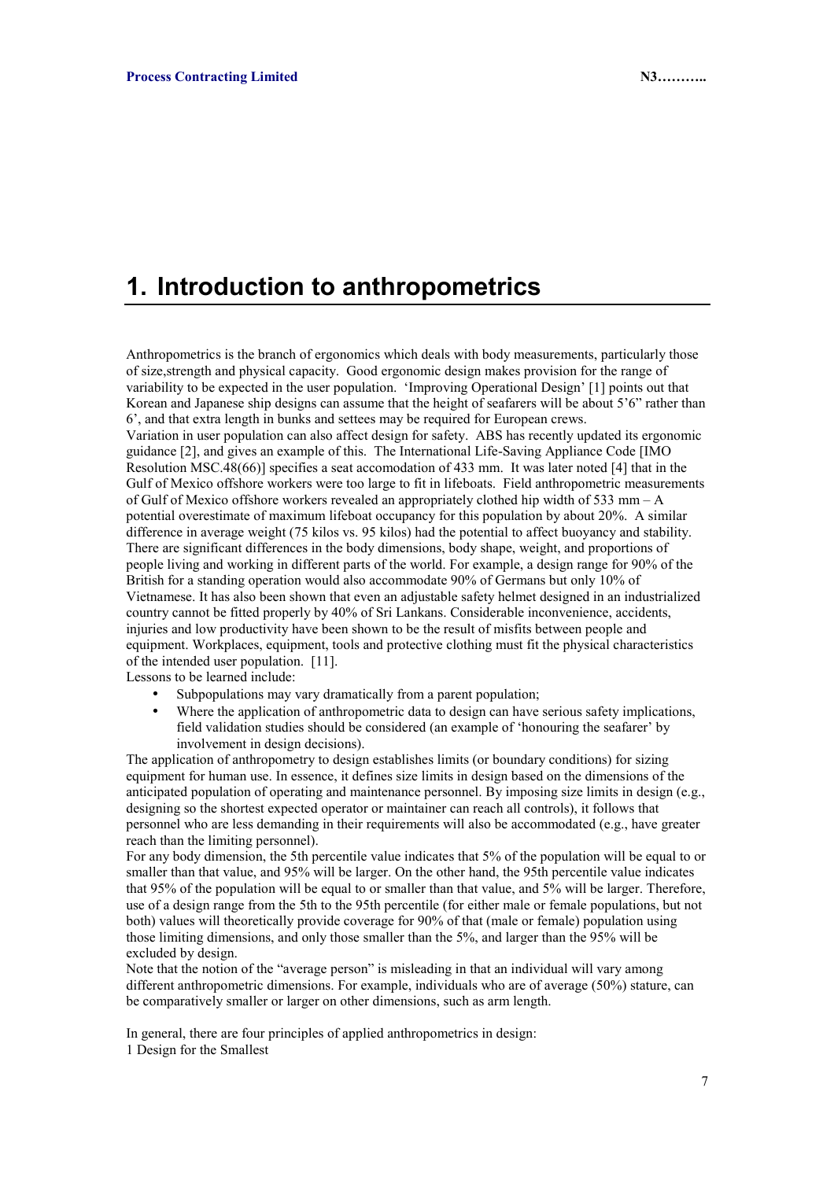# 1. Introduction to anthropometrics

Anthropometrics is the branch of ergonomics which deals with body measurements, particularly those of size,strength and physical capacity. Good ergonomic design makes provision for the range of variability to be expected in the user population. 'Improving Operational Design' [1] points out that Korean and Japanese ship designs can assume that the height of seafarers will be about 5'6" rather than 6', and that extra length in bunks and settees may be required for European crews.

Variation in user population can also affect design for safety. ABS has recently updated its ergonomic guidance [2], and gives an example of this. The International Life-Saving Appliance Code [IMO Resolution MSC.48(66)] specifies a seat accomodation of 433 mm. It was later noted [4] that in the Gulf of Mexico offshore workers were too large to fit in lifeboats. Field anthropometric measurements of Gulf of Mexico offshore workers revealed an appropriately clothed hip width of 533 mm – A potential overestimate of maximum lifeboat occupancy for this population by about 20%. A similar difference in average weight (75 kilos vs. 95 kilos) had the potential to affect buoyancy and stability. There are significant differences in the body dimensions, body shape, weight, and proportions of people living and working in different parts of the world. For example, a design range for 90% of the British for a standing operation would also accommodate 90% of Germans but only 10% of Vietnamese. It has also been shown that even an adjustable safety helmet designed in an industrialized country cannot be fitted properly by 40% of Sri Lankans. Considerable inconvenience, accidents, injuries and low productivity have been shown to be the result of misfits between people and equipment. Workplaces, equipment, tools and protective clothing must fit the physical characteristics of the intended user population. [11].

Lessons to be learned include:

- Subpopulations may vary dramatically from a parent population;
- Where the application of anthropometric data to design can have serious safety implications, field validation studies should be considered (an example of 'honouring the seafarer' by involvement in design decisions).

The application of anthropometry to design establishes limits (or boundary conditions) for sizing equipment for human use. In essence, it defines size limits in design based on the dimensions of the anticipated population of operating and maintenance personnel. By imposing size limits in design (e.g., designing so the shortest expected operator or maintainer can reach all controls), it follows that personnel who are less demanding in their requirements will also be accommodated (e.g., have greater reach than the limiting personnel).

For any body dimension, the 5th percentile value indicates that 5% of the population will be equal to or smaller than that value, and 95% will be larger. On the other hand, the 95th percentile value indicates that 95% of the population will be equal to or smaller than that value, and 5% will be larger. Therefore, use of a design range from the 5th to the 95th percentile (for either male or female populations, but not both) values will theoretically provide coverage for 90% of that (male or female) population using those limiting dimensions, and only those smaller than the 5%, and larger than the 95% will be excluded by design.

Note that the notion of the "average person" is misleading in that an individual will vary among different anthropometric dimensions. For example, individuals who are of average (50%) stature, can be comparatively smaller or larger on other dimensions, such as arm length.

In general, there are four principles of applied anthropometrics in design:

1 Design for the Smallest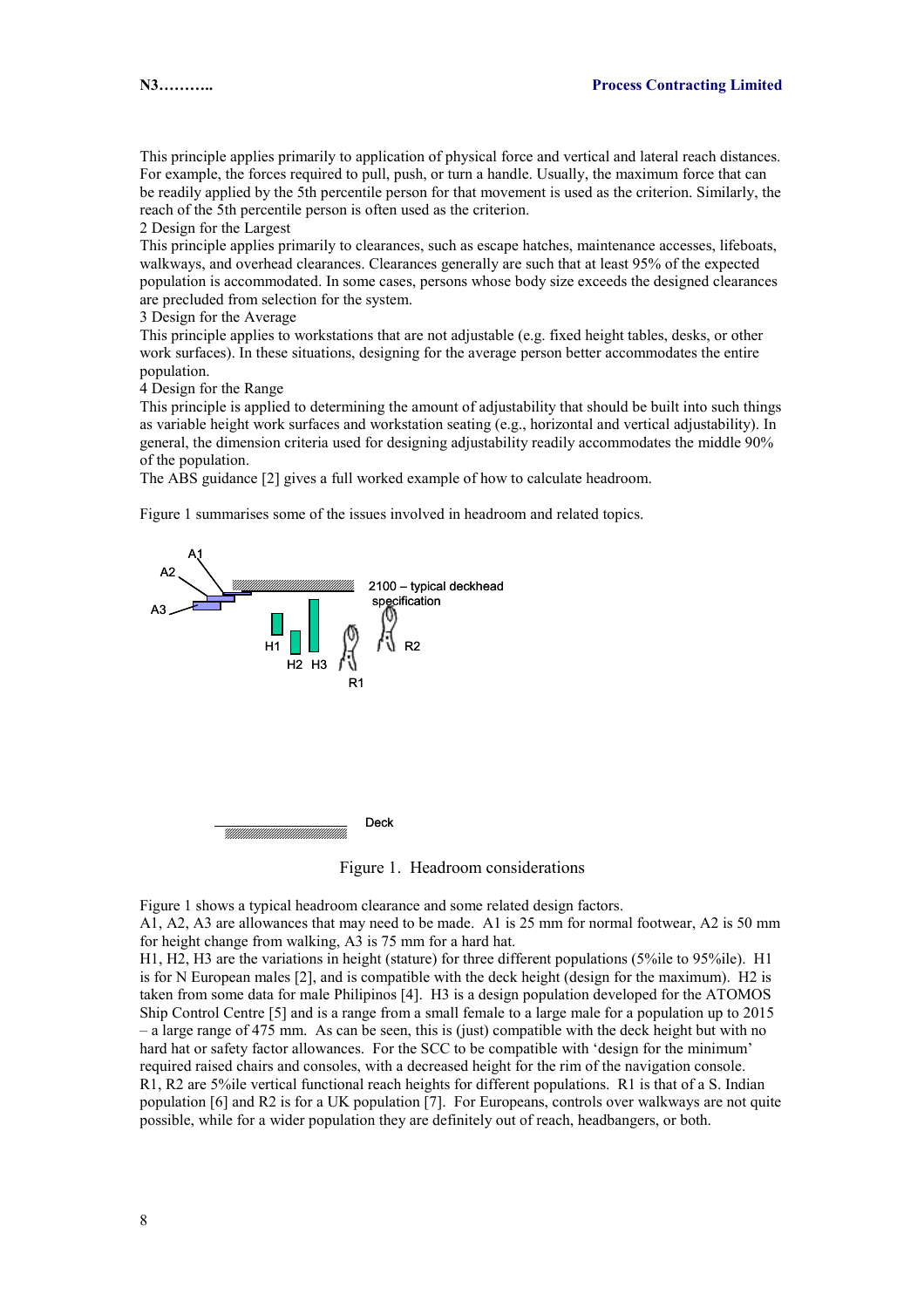This principle applies primarily to application of physical force and vertical and lateral reach distances. For example, the forces required to pull, push, or turn a handle. Usually, the maximum force that can be readily applied by the 5th percentile person for that movement is used as the criterion. Similarly, the reach of the 5th percentile person is often used as the criterion.

2 Design for the Largest

This principle applies primarily to clearances, such as escape hatches, maintenance accesses, lifeboats, walkways, and overhead clearances. Clearances generally are such that at least 95% of the expected population is accommodated. In some cases, persons whose body size exceeds the designed clearances are precluded from selection for the system.

3 Design for the Average

This principle applies to workstations that are not adjustable (e.g. fixed height tables, desks, or other work surfaces). In these situations, designing for the average person better accommodates the entire population.

4 Design for the Range

This principle is applied to determining the amount of adjustability that should be built into such things as variable height work surfaces and workstation seating (e.g., horizontal and vertical adjustability). In general, the dimension criteria used for designing adjustability readily accommodates the middle 90% of the population.

The ABS guidance [2] gives a full worked example of how to calculate headroom.

Figure 1 summarises some of the issues involved in headroom and related topics.

A1 A2 A3 2100 – typical deckhead specification H1 H2 H3 R1 R2 Deck

Figure 1. Headroom considerations

Figure 1 shows a typical headroom clearance and some related design factors.

A1, A2, A3 are allowances that may need to be made. A1 is 25 mm for normal footwear, A2 is 50 mm for height change from walking, A3 is 75 mm for a hard hat.

H1, H2, H3 are the variations in height (stature) for three different populations (5%ile to 95%ile). H1 is for N European males [2], and is compatible with the deck height (design for the maximum). H2 is taken from some data for male Philipinos [4]. H3 is a design population developed for the ATOMOS Ship Control Centre [5] and is a range from a small female to a large male for a population up to 2015 – a large range of 475 mm. As can be seen, this is (just) compatible with the deck height but with no hard hat or safety factor allowances. For the SCC to be compatible with 'design for the minimum' required raised chairs and consoles, with a decreased height for the rim of the navigation console.

R1, R2 are 5%ile vertical functional reach heights for different populations. R1 is that of a S. Indian population [6] and R2 is for a UK population [7]. For Europeans, controls over walkways are not quite possible, while for a wider population they are definitely out of reach, headbangers, or both.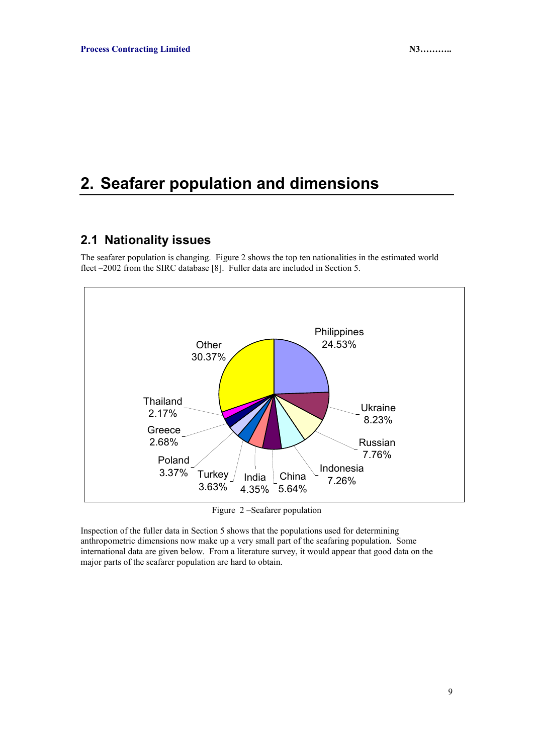# 2. Seafarer population and dimensions

## 2.1 Nationality issues

The seafarer population is changing. Figure 2 shows the top ten nationalities in the estimated world fleet –2002 from the SIRC database [8]. Fuller data are included in Section 5.

Philippines 24.53%
Ukraine 8.23%
Russian 7.76%
Indonesia 7.26%
China 5.64%
India 4.35%
Turkey 3.63%
Poland 3.37%
Greece 2.68%
Thailand 2.17%
Other 30.37%

Figure 2 –Seafarer population

Inspection of the fuller data in Section 5 shows that the populations used for determining anthropometric dimensions now make up a very small part of the seafaring population. Some international data are given below. From a literature survey, it would appear that good data on the major parts of the seafarer population are hard to obtain.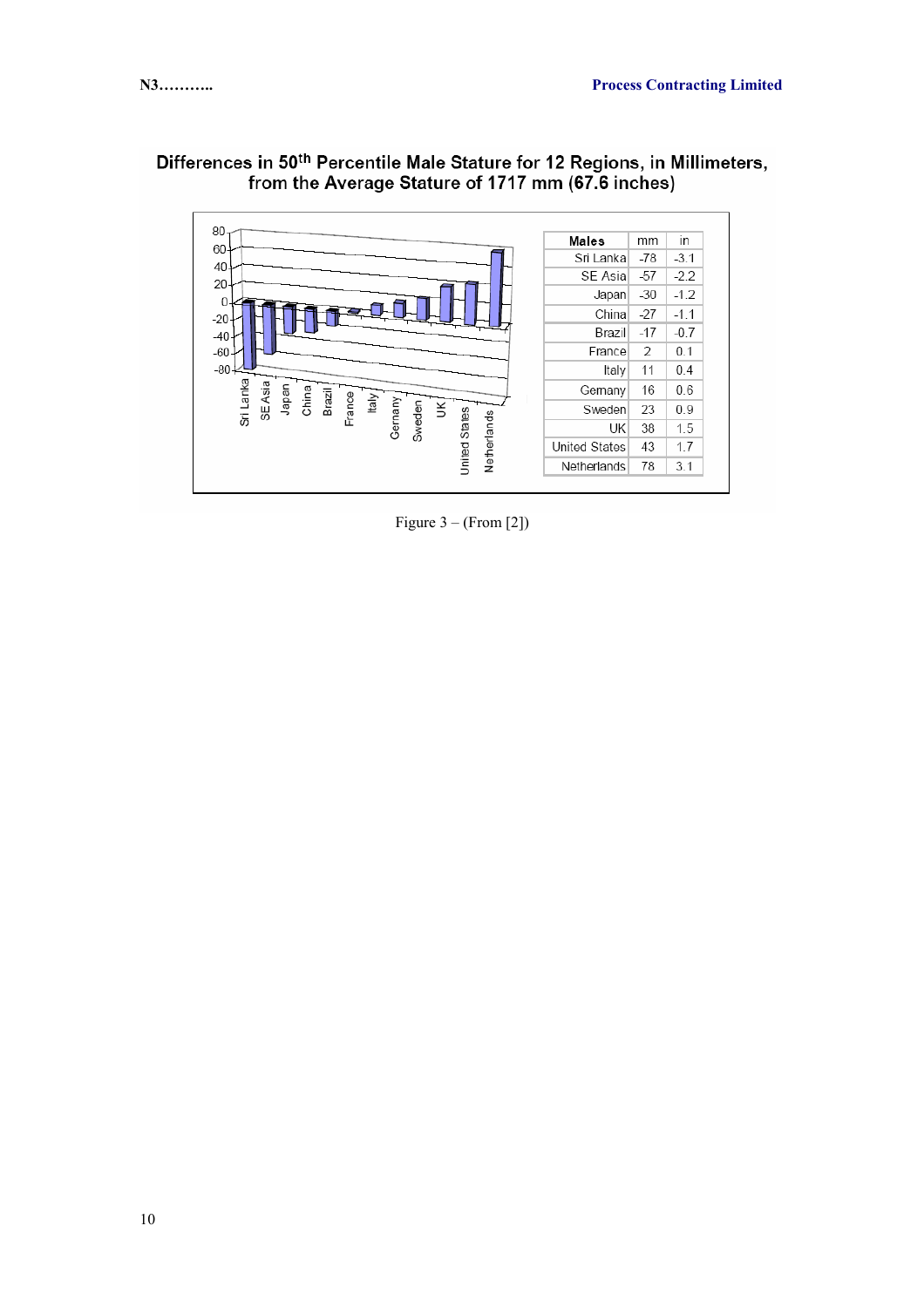**Differences in 50th Percentile Male Stature for 12 Regions, in Millimeters, from the Average Stature of 1717 mm (67.6 inches)**

| Males | mm | in |
|---|---|---|
| Sri Lanka | -78 | -3.1 |
| SE Asia | -57 | -2.2 |
| Japan | -30 | -1.2 |
| China | -27 | -1.1 |
| Brazil | -17 | -0.7 |
| France | 2 | 0.1 |
| Italy | 11 | 0.4 |
| Germany | 16 | 0.6 |
| Sweden | 23 | 0.9 |
| UK | 38 | 1.5 |
| United States | 43 | 1.7 |
| Netherlands | 78 | 3.1 |

Figure 3 – (From [2])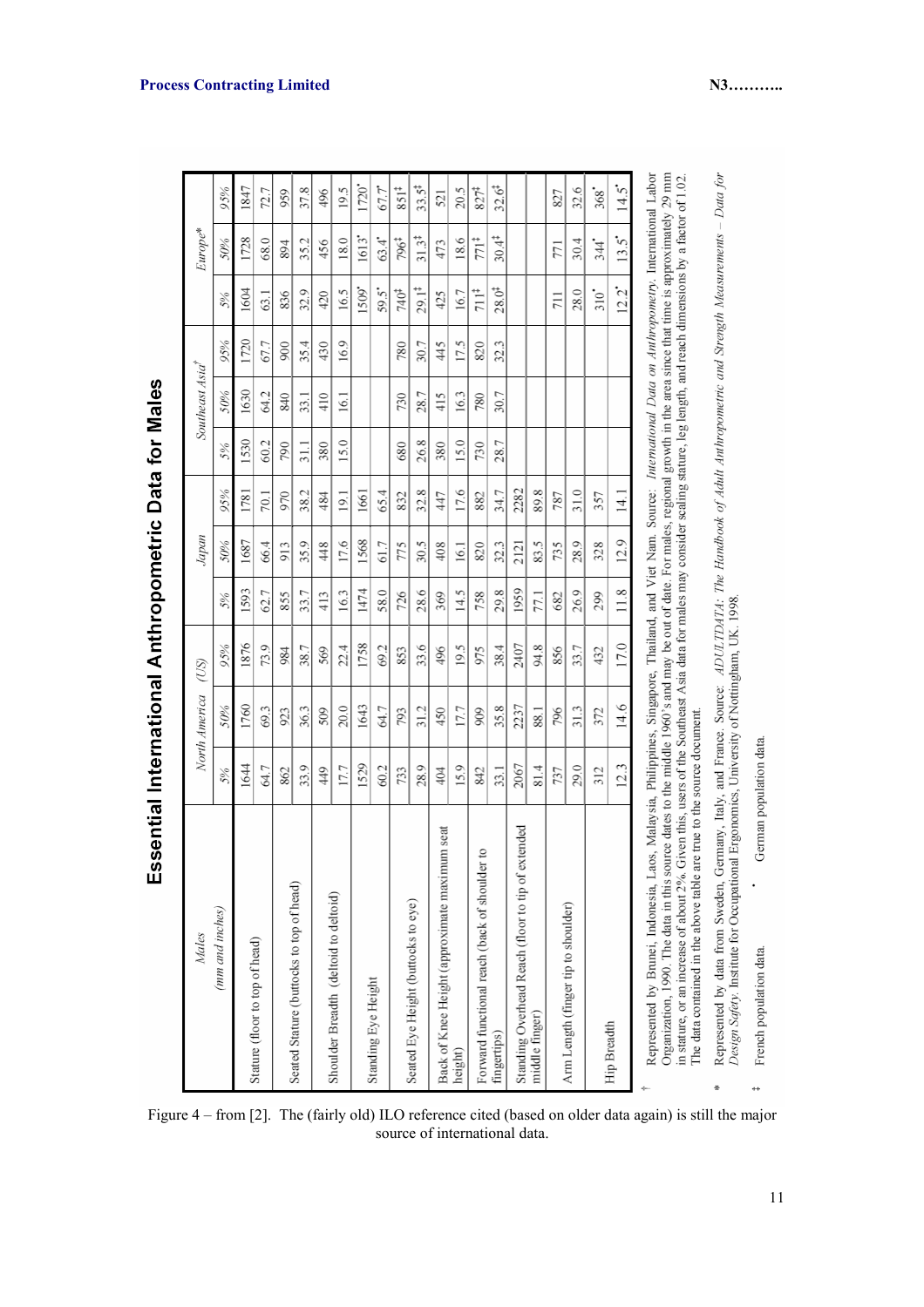# Essential International Anthropometric Data for Males

| Males (mm and inches) | North America (US) | | | Japan | | | Southeast Asia† | | | Europe* | | |
|---|---|---|---|---|---|---|---|---|---|---|---|---|
| | 5% | 50% | 95% | 5% | 50% | 95% | 5% | 50% | 95% | 5% | 50% | 95% |
| Stature (floor to top of head) | 1644 | 1760 | 1876 | 1593 | 1687 | 1781 | 1530 | 1630 | 1720 | 1604 | 1728 | 1847 |
| | 64.7 | 69.3 | 73.9 | 62.7 | 66.4 | 70.1 | 60.2 | 64.2 | 67.7 | 63.1 | 68.0 | 72.7 |
| Seated Stature (buttocks to top of head) | 862 | 923 | 984 | 855 | 913 | 970 | 790 | 840 | 900 | 836 | 894 | 959 |
| | 33.9 | 36.3 | 38.7 | 33.7 | 35.9 | 38.2 | 31.1 | 33.1 | 35.4 | 32.9 | 35.2 | 37.8 |
| Shoulder Breadth (deltoid to deltoid) | 449 | 509 | 569 | 413 | 448 | 484 | 380 | 410 | 430 | 420 | 456 | 496 |
| | 17.7 | 20.0 | 22.4 | 16.3 | 17.6 | 19.1 | 15.0 | 16.1 | 16.9 | 16.5 | 18.0 | 19.5 |
| Standing Eye Height | 1529 | 1643 | 1758 | 1474 | 1568 | 1661 | | | | 1509• | 1613• | 1720• |
| | 60.2 | 64.7 | 69.2 | 58.0 | 61.7 | 65.4 | | | | 59.5• | 63.4• | 67.7• |
| Seated Eye Height (buttocks to eye) | 733 | 793 | 853 | 726 | 775 | 832 | 680 | 730 | 780 | 740‡ | 796‡ | 851‡ |
| | 28.9 | 31.2 | 33.6 | 28.6 | 30.5 | 32.8 | 26.8 | 28.7 | 30.7 | 29.1‡ | 31.3‡ | 33.5‡ |
| Back of Knee Height (approximate maximum seat height) | 404 | 450 | 496 | 369 | 408 | 447 | 380 | 415 | 445 | 425 | 473 | 521 |
| | 15.9 | 17.7 | 19.5 | 14.5 | 16.1 | 17.6 | 15.0 | 16.3 | 17.5 | 16.7 | 18.6 | 20.5 |
| Forward functional reach (back of shoulder to fingertips) | 842 | 909 | 975 | 758 | 820 | 882 | 730 | 780 | 820 | 711‡ | 771‡ | 827‡ |
| | 33.1 | 35.8 | 38.4 | 29.8 | 32.3 | 34.7 | 28.7 | 30.7 | 32.3 | 28.0‡ | 30.4‡ | 32.6‡ |
| Standing Overhead Reach (floor to tip of extended middle finger) | 2067 | 2237 | 2407 | 1959 | 2121 | 2282 | | | | | | |
| | 81.4 | 88.1 | 94.8 | 77.1 | 83.5 | 89.8 | | | | | | |
| Arm Length (finger tip to shoulder) | 737 | 796 | 856 | 682 | 735 | 787 | | | | 711 | 771 | 827 |
| | 29.0 | 31.3 | 33.7 | 26.9 | 28.9 | 31.0 | | | | 28.0 | 30.4 | 32.6 |
| Hip Breadth | 312 | 372 | 432 | 299 | 328 | 357 | | | | 310• | 344• | 368• |
| | 12.3 | 14.6 | 17.0 | 11.8 | 12.9 | 14.1 | | | | 12.2• | 13.5• | 14.5• |

† Represented by Brunei, Indonesia, Laos, Malaysia, Philippines, Singapore, Thailand, and Viet Nam. Source: *International Data on Anthropometry*. International Labor Organization, 1990. The data in this source dates to the middle 1960's and may be out of date. For males, regional growth in the area since that time is approximately 29 mm in stature, or an increase of about 2%. Given this, users of the Southeast Asia data for males may consider scaling stature, leg length, and reach dimensions by a factor of 1.02. The data contained in the above table are true to the source document.

\* Represented by data from Sweden, Germany, Italy, and France. Source: *ADULTDATA: The Handbook of Adult Anthropometric and Strength Measurements – Data for Design Safety*. Institute for Occupational Ergonomics, University of Nottingham, UK. 1998.

‡ French population data.

• German population data.

Figure 4 – from [2]. The (fairly old) ILO reference cited (based on older data again) is still the major source of international data.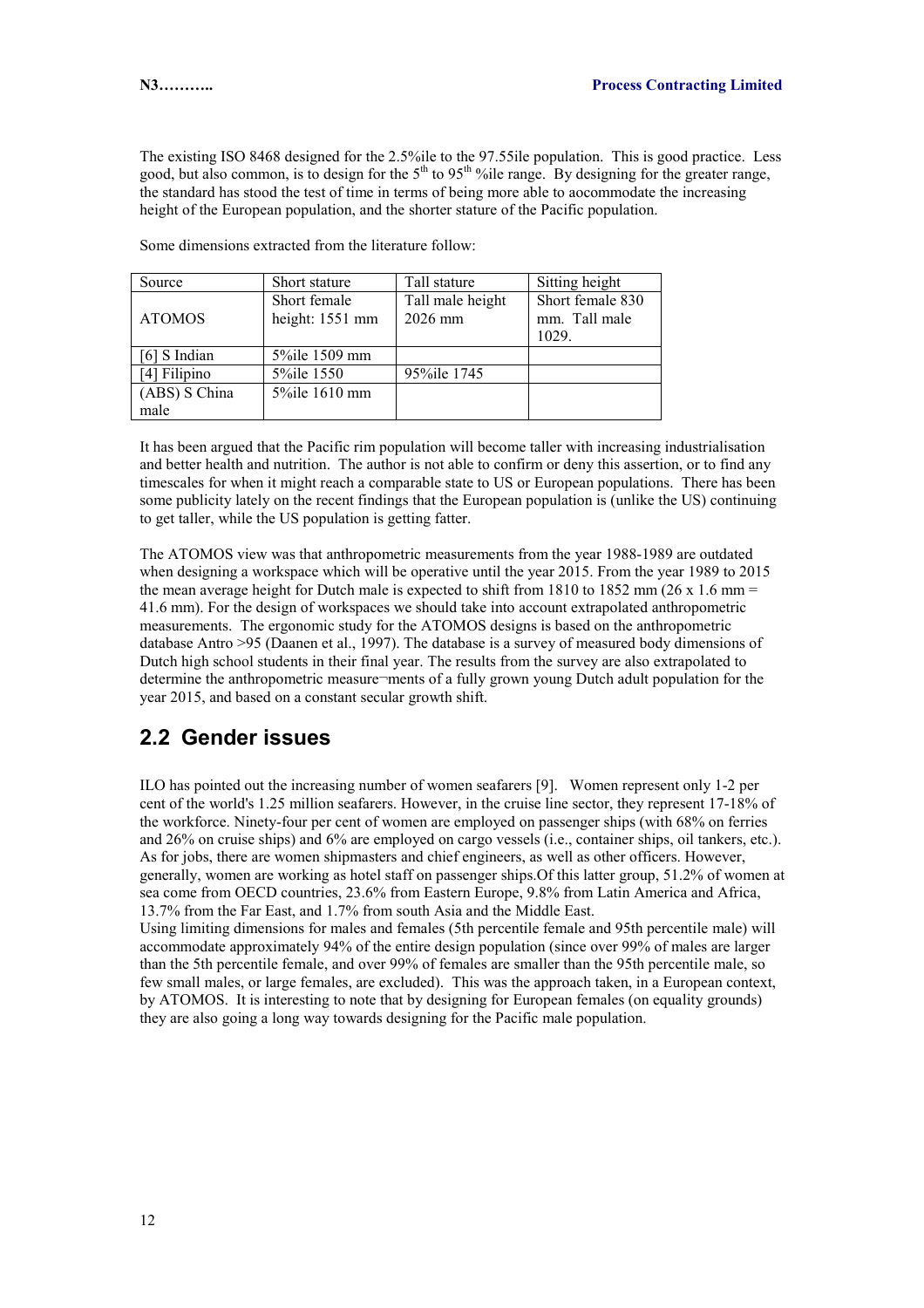The existing ISO 8468 designed for the 2.5%ile to the 97.55ile population. This is good practice. Less good, but also common, is to design for the 5th to 95th %ile range. By designing for the greater range, the standard has stood the test of time in terms of being more able to aocommodate the increasing height of the European population, and the shorter stature of the Pacific population.

Some dimensions extracted from the literature follow:

| Source | Short stature | Tall stature | Sitting height |
|---|---|---|---|
| ATOMOS | Short female height: 1551 mm | Tall male height 2026 mm | Short female 830 mm. Tall male 1029. |
| [6] S Indian | 5%ile 1509 mm | | |
| [4] Filipino | 5%ile 1550 | 95%ile 1745 | |
| (ABS) S China male | 5%ile 1610 mm | | |

It has been argued that the Pacific rim population will become taller with increasing industrialisation and better health and nutrition. The author is not able to confirm or deny this assertion, or to find any timescales for when it might reach a comparable state to US or European populations. There has been some publicity lately on the recent findings that the European population is (unlike the US) continuing to get taller, while the US population is getting fatter.

The ATOMOS view was that anthropometric measurements from the year 1988-1989 are outdated when designing a workspace which will be operative until the year 2015. From the year 1989 to 2015 the mean average height for Dutch male is expected to shift from 1810 to 1852 mm (26 x 1.6 mm = 41.6 mm). For the design of workspaces we should take into account extrapolated anthropometric measurements. The ergonomic study for the ATOMOS designs is based on the anthropometric database Antro >95 (Daanen et al., 1997). The database is a survey of measured body dimensions of Dutch high school students in their final year. The results from the survey are also extrapolated to determine the anthropometric measure¬ments of a fully grown young Dutch adult population for the year 2015, and based on a constant secular growth shift.

## 2.2 Gender issues

ILO has pointed out the increasing number of women seafarers [9]. Women represent only 1-2 per cent of the world's 1.25 million seafarers. However, in the cruise line sector, they represent 17-18% of the workforce. Ninety-four per cent of women are employed on passenger ships (with 68% on ferries and 26% on cruise ships) and 6% are employed on cargo vessels (i.e., container ships, oil tankers, etc.). As for jobs, there are women shipmasters and chief engineers, as well as other officers. However, generally, women are working as hotel staff on passenger ships.Of this latter group, 51.2% of women at sea come from OECD countries, 23.6% from Eastern Europe, 9.8% from Latin America and Africa, 13.7% from the Far East, and 1.7% from south Asia and the Middle East.
Using limiting dimensions for males and females (5th percentile female and 95th percentile male) will accommodate approximately 94% of the entire design population (since over 99% of males are larger than the 5th percentile female, and over 99% of females are smaller than the 95th percentile male, so few small males, or large females, are excluded). This was the approach taken, in a European context, by ATOMOS. It is interesting to note that by designing for European females (on equality grounds) they are also going a long way towards designing for the Pacific male population.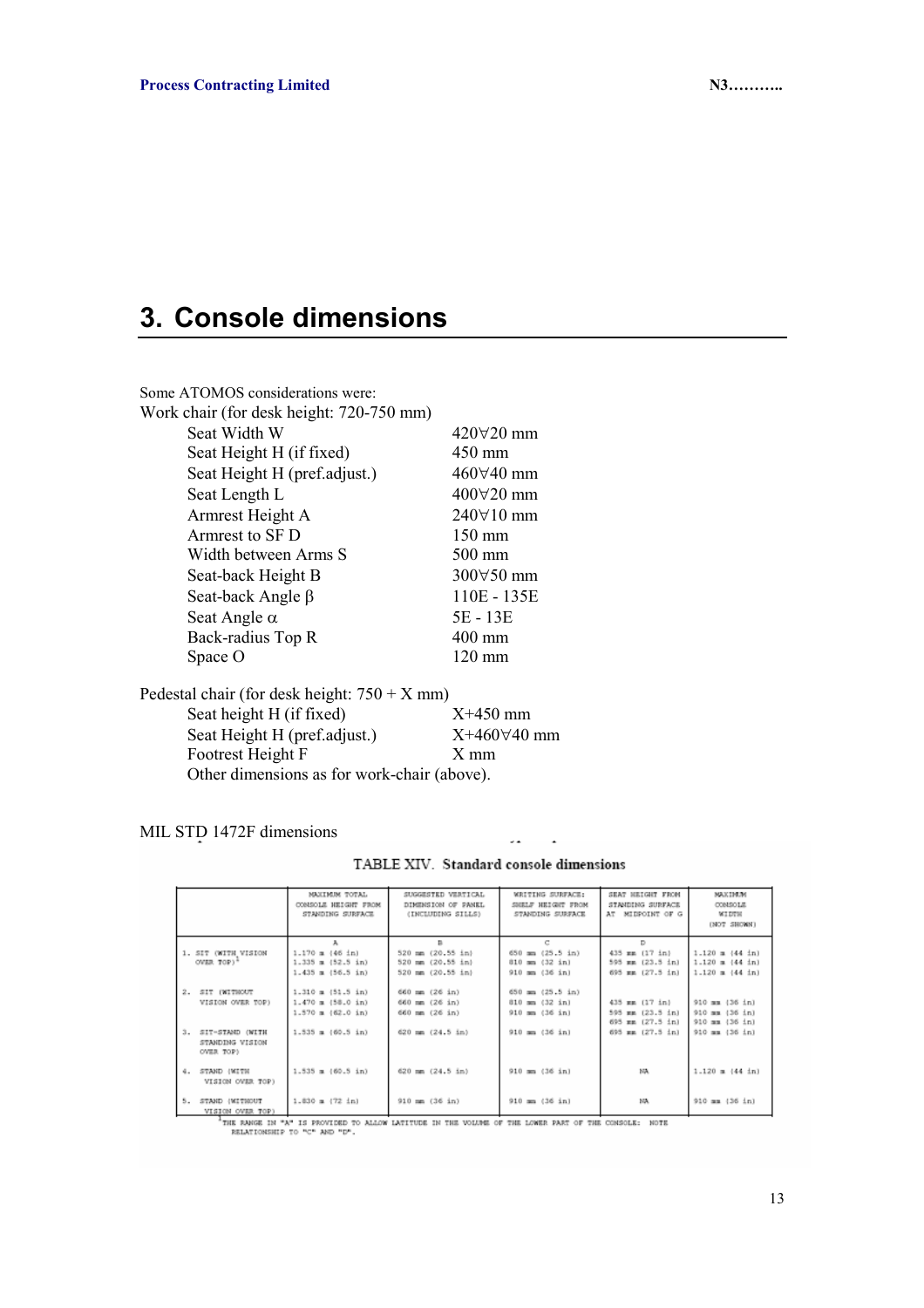# 3. Console dimensions

Some ATOMOS considerations were:

Work chair (for desk height: 720-750 mm)

| | |
|---|---|
| Seat Width W | 420∀20 mm |
| Seat Height H (if fixed) | 450 mm |
| Seat Height H (pref.adjust.) | 460∀40 mm |
| Seat Length L | 400∀20 mm |
| Armrest Height A | 240∀10 mm |
| Armrest to SF D | 150 mm |
| Width between Arms S | 500 mm |
| Seat-back Height B | 300∀50 mm |
| Seat-back Angle β | 110E - 135E |
| Seat Angle α | 5E - 13E |
| Back-radius Top R | 400 mm |
| Space O | 120 mm |

Pedestal chair (for desk height: 750 + X mm)

| | |
|---|---|
| Seat height H (if fixed) | X+450 mm |
| Seat Height H (pref.adjust.) | X+460∀40 mm |
| Footrest Height F | X mm |

Other dimensions as for work-chair (above).

MIL STD 1472F dimensions

TABLE XIV. Standard console dimensions

| | MAXIMUM TOTAL CONSOLE HEIGHT FROM STANDING SURFACE | SUGGESTED VERTICAL DIMENSION OF PANEL (INCLUDING SILLS) | WRITING SURFACE: SHELF HEIGHT FROM STANDING SURFACE | SEAT HEIGHT FROM STANDING SURFACE AT MIDPOINT OF G | MAXIMUM CONSOLE WIDTH (NOT SHOWN) |
|---|---|---|---|---|---|
| | A | B | C | D | |
| 1. SIT (WITH VISION OVER TOP)[1] | 1.170 m (46 in)<br>1.335 m (52.5 in)<br>1.435 m (56.5 in) | 520 mm (20.55 in)<br>520 mm (20.55 in)<br>520 mm (20.55 in) | 650 mm (25.5 in)<br>810 mm (32 in)<br>910 mm (36 in) | 435 mm (17 in)<br>595 mm (23.5 in)<br>695 mm (27.5 in) | 1.120 m (44 in)<br>1.120 m (44 in)<br>1.120 m (44 in) |
| 2. SIT (WITHOUT VISION OVER TOP) | 1.310 m (51.5 in)<br>1.470 m (58.0 in)<br>1.570 m (62.0 in) | 660 mm (26 in)<br>660 mm (26 in)<br>660 mm (26 in) | 650 mm (25.5 in)<br>810 mm (32 in)<br>910 mm (36 in) | 435 mm (17 in)<br>595 mm (23.5 in)<br>695 mm (27.5 in) | 910 mm (36 in)<br>910 mm (36 in)<br>910 mm (36 in) |
| 3. SIT-STAND (WITH STANDING VISION OVER TOP) | 1.535 m (60.5 in) | 620 mm (24.5 in) | 910 mm (36 in) | 695 mm (27.5 in) | 910 mm (36 in) |
| 4. STAND (WITH VISION OVER TOP) | 1.535 m (60.5 in) | 620 mm (24.5 in) | 910 mm (36 in) | NA | 1.120 m (44 in) |
| 5. STAND (WITHOUT VISION OVER TOP) | 1.830 m (72 in) | 910 mm (36 in) | 910 mm (36 in) | NA | 910 mm (36 in) |

[1] THE RANGE IN "A" IS PROVIDED TO ALLOW LATITUDE IN THE VOLUME OF THE LOWER PART OF THE CONSOLE. NOTE RELATIONSHIP TO "C" AND "D".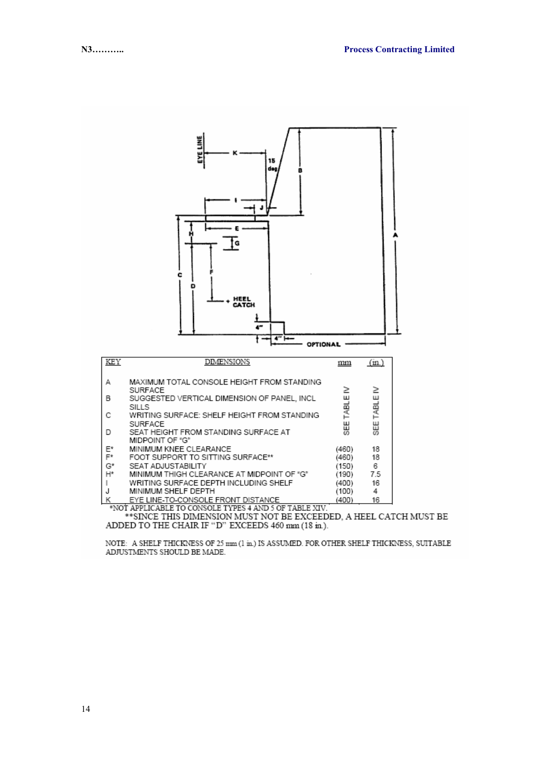| KEY | DIMENSIONS | mm | (in.) |
|---|---|---|---|
| A | MAXIMUM TOTAL CONSOLE HEIGHT FROM STANDING SURFACE | SEE TABLE IV | SEE TABLE IV |
| B | SUGGESTED VERTICAL DIMENSION OF PANEL, INCL SILLS | | |
| C | WRITING SURFACE: SHELF HEIGHT FROM STANDING SURFACE | | |
| D | SEAT HEIGHT FROM STANDING SURFACE AT MIDPOINT OF "G" | | |
| E* | MINIMUM KNEE CLEARANCE | (460) | 18 |
| F* | FOOT SUPPORT TO SITTING SURFACE** | (460) | 18 |
| G* | SEAT ADJUSTABILITY | (150) | 6 |
| H* | MINIMUM THIGH CLEARANCE AT MIDPOINT OF "G" | (190) | 7.5 |
| I | WRITING SURFACE DEPTH INCLUDING SHELF | (400) | 16 |
| J | MINIMUM SHELF DEPTH | (100) | 4 |
| K | EYE LINE-TO-CONSOLE FRONT DISTANCE | (400) | 16 |

*NOT APPLICABLE TO CONSOLE TYPES 4 AND 5 OF TABLE XIV.

**SINCE THIS DIMENSION MUST NOT BE EXCEEDED, A HEEL CATCH MUST BE ADDED TO THE CHAIR IF "D" EXCEEDS 460 mm (18 in.).

NOTE: A SHELF THICKNESS OF 25 mm (1 in.) IS ASSUMED. FOR OTHER SHELF THICKNESS, SUITABLE ADJUSTMENTS SHOULD BE MADE.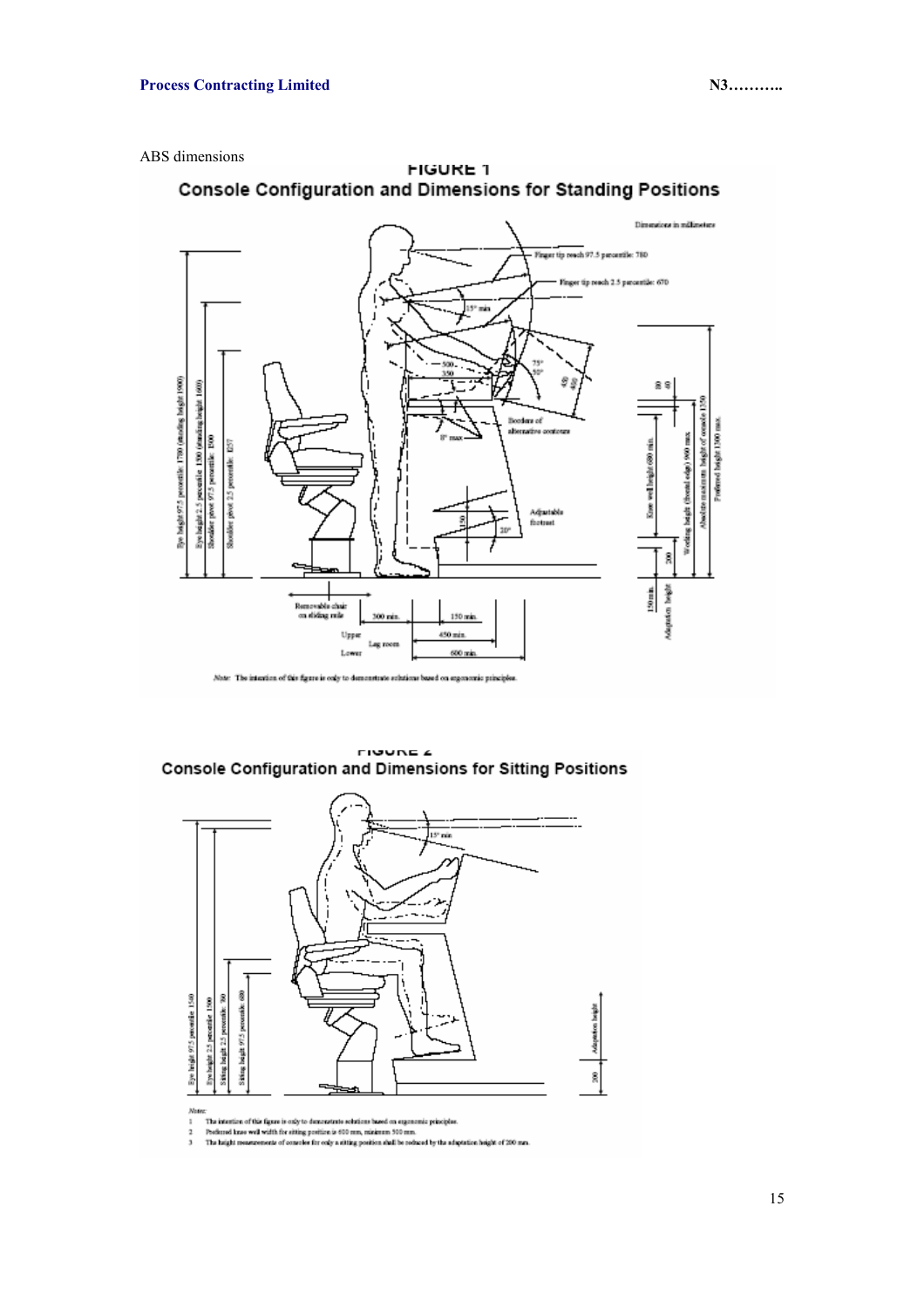ABS dimensions

## FIGURE 1

### Console Configuration and Dimensions for Standing Positions

Dimensions in millimeters

Finger tip reach 97.5 percentile: 780

Finger tip reach 2.5 percentile: 670

15° min

500

350

75°

50°

450

400

Borders of alternative contours

8° max

Adjustable footrest

150

20°

Eye height 97.5 percentile: 1780 (standing height 1900)

Eye height 2.5 percentile: 1500 (standing height 1600)

Shoulder pivot 97.5 percentile: 1500

Shoulder pivot 2.5 percentile: 1257

80

60

Knee well height 680 min.

200

Working height (frontal edge) 900 max.

Absolute maximum height of console 1350

Preferred height 1300 max.

150 min.

Adaptation height

Removable chair on sliding rails

300 min.

150 min.

Upper

Leg room

Lower

450 min.

600 min.

*Note:* The intention of this figure is only to demonstrate solutions based on ergonomic principles.

## FIGURE 2

### Console Configuration and Dimensions for Sitting Positions

15° min

Eye height 97.5 percentile: 1500

Eye height 2.5 percentile: 1300

Sitting height 2.5 percentile: 380

Sitting height 97.5 percentile: 680

Adaptation height

200

*Notes:*

1. The intention of this figure is only to demonstrate solutions based on ergonomic principles.
2. Preferred knee well width for sitting position is 600 mm, minimum 500 mm.
3. The height measurements of consoles for only a sitting position shall be reduced by the adaptation height of 200 mm.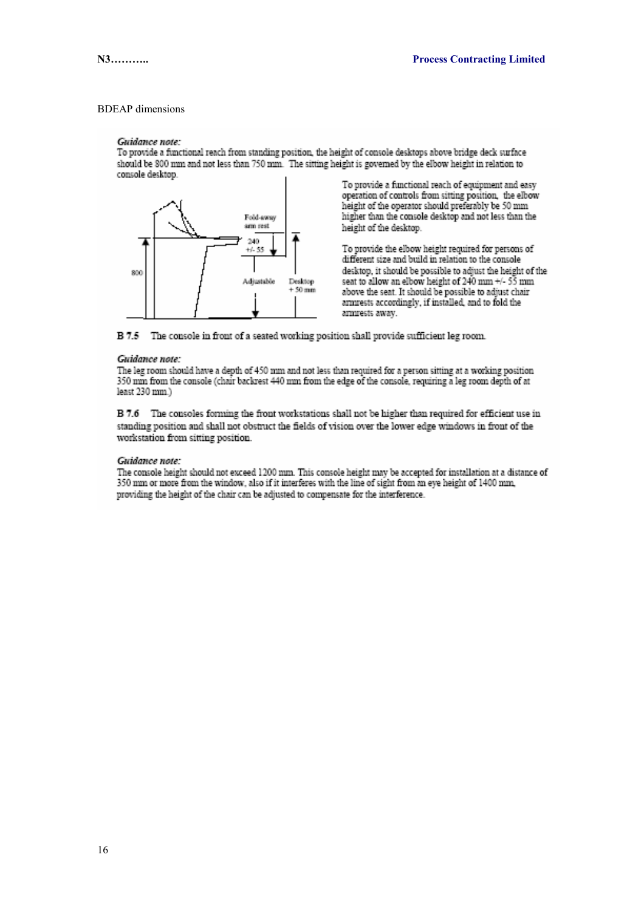BDEAP dimensions

*Guidance note:*
To provide a functional reach from standing position, the height of console desktops above bridge deck surface should be 800 mm and not less than 750 mm. The sitting height is governed by the elbow height in relation to console desktop.

Fold-away arm rest

240 +/- 55

800

Adjustable

Desktop + 50 mm

To provide a functional reach of equipment and easy operation of controls from sitting position, the elbow height of the operator should preferably be 50 mm higher than the console desktop and not less than the height of the desktop.

To provide the elbow height required for persons of different size and build in relation to the console desktop, it should be possible to adjust the height of the seat to allow an elbow height of 240 mm +/- 55 mm above the seat. It should be possible to adjust chair armrests accordingly, if installed, and to fold the armrests away.

**B 7.5** The console in front of a seated working position shall provide sufficient leg room.

*Guidance note:*
The leg room should have a depth of 450 mm and not less than required for a person sitting at a working position 350 mm from the console (chair backrest 440 mm from the edge of the console, requiring a leg room depth of at least 230 mm.)

**B 7.6** The consoles forming the front workstations shall not be higher than required for efficient use in standing position and shall not obstruct the fields of vision over the lower edge windows in front of the workstation from sitting position.

*Guidance note:*
The console height should not exceed 1200 mm. This console height may be accepted for installation at a distance of 350 mm or more from the window, also if it interferes with the line of sight from an eye height of 1400 mm, providing the height of the chair can be adjusted to compensate for the interference.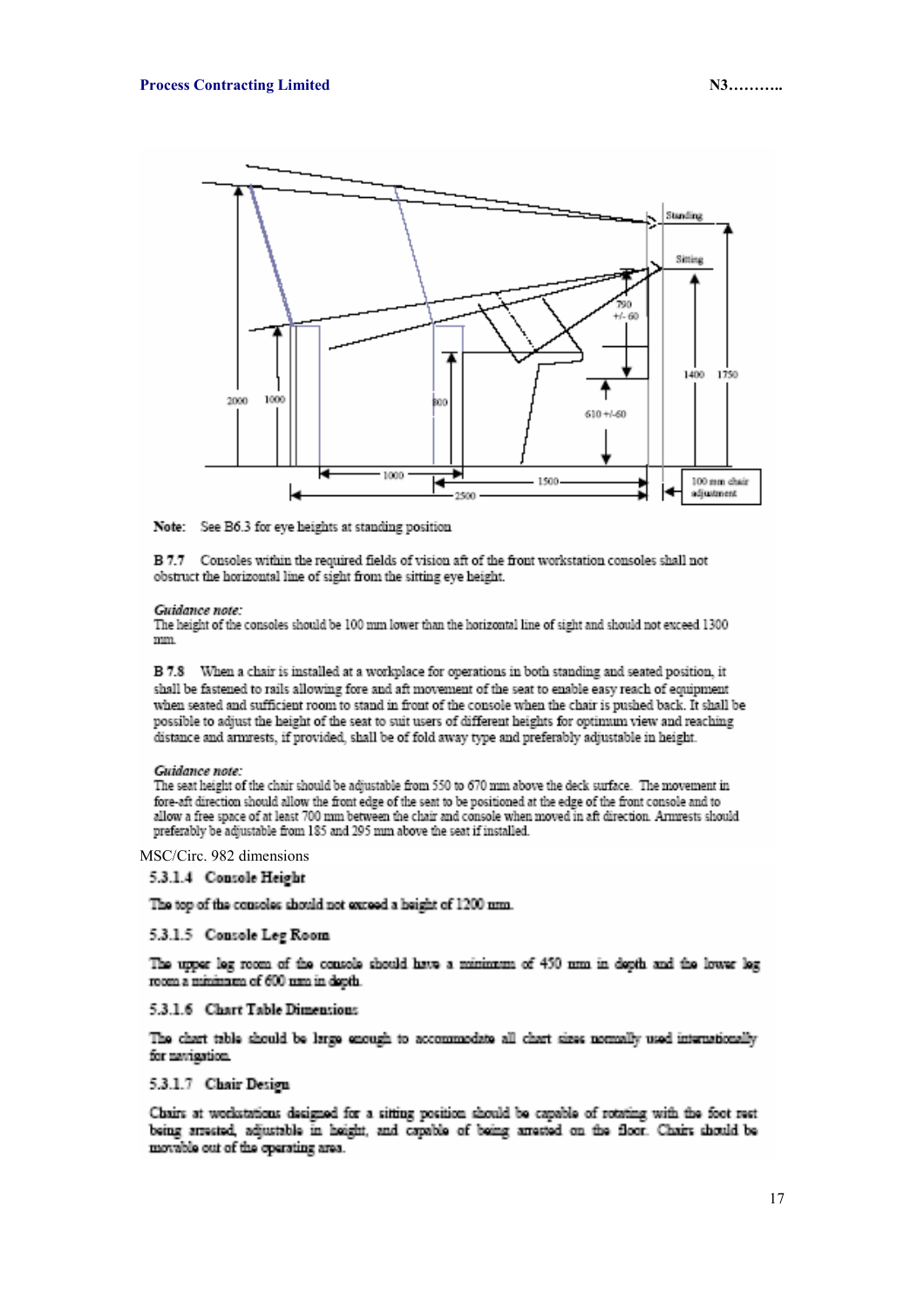Note: See B6.3 for eye heights at standing position

B 7.7 Consoles within the required fields of vision aft of the front workstation consoles shall not obstruct the horizontal line of sight from the sitting eye height.

*Guidance note:*
The height of the consoles should be 100 mm lower than the horizontal line of sight and should not exceed 1300 mm.

B 7.8 When a chair is installed at a workplace for operations in both standing and seated position, it shall be fastened to rails allowing fore and aft movement of the seat to enable easy reach of equipment when seated and sufficient room to stand in front of the console when the chair is pushed back. It shall be possible to adjust the height of the seat to suit users of different heights for optimum view and reaching distance and armrests, if provided, shall be of fold away type and preferably adjustable in height.

*Guidance note:*
The seat height of the chair should be adjustable from 550 to 670 mm above the deck surface. The movement in fore-aft direction should allow the front edge of the seat to be positioned at the edge of the front console and to allow a free space of at least 700 mm between the chair and console when moved in aft direction. Armrests should preferably be adjustable from 185 and 295 mm above the seat if installed.

MSC/Circ. 982 dimensions

**5.3.1.4 Console Height**

The top of the consoles should not exceed a height of 1200 mm.

**5.3.1.5 Console Leg Room**

The upper leg room of the console should have a minimum of 450 mm in depth and the lower leg room a minimum of 600 mm in depth.

**5.3.1.6 Chart Table Dimensions**

The chart table should be large enough to accommodate all chart sizes normally used internationally for navigation.

**5.3.1.7 Chair Design**

Chairs at workstations designed for a sitting position should be capable of rotating with the foot rest being arrested, adjustable in height, and capable of being arrested on the floor. Chairs should be movable out of the operating area.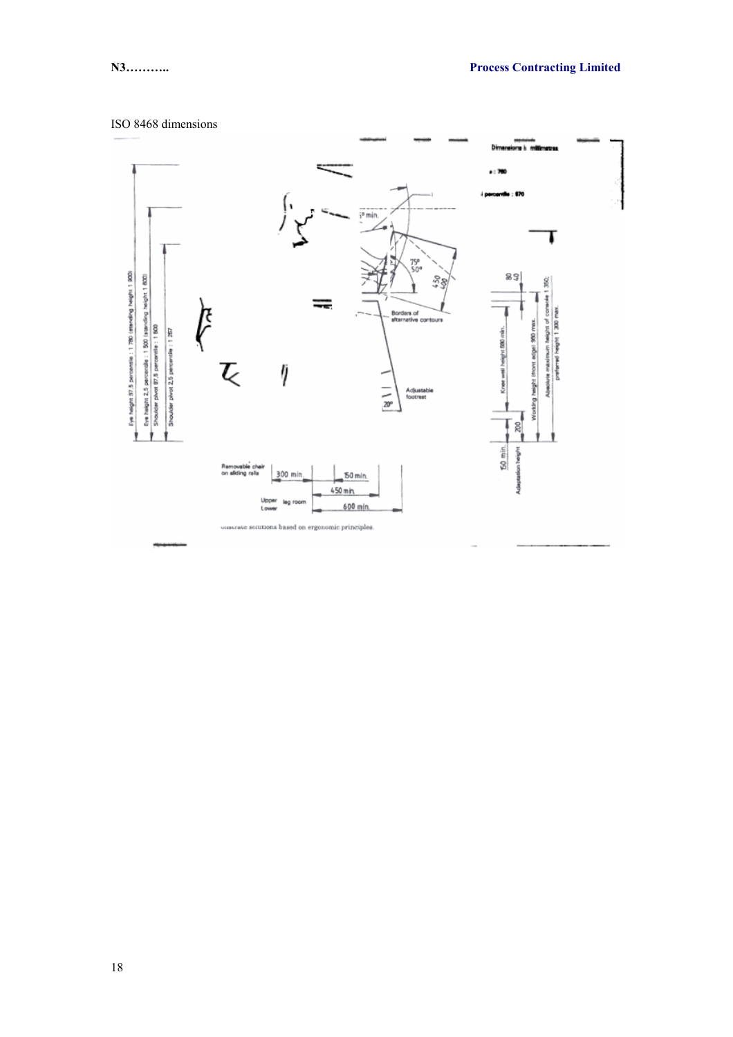ISO 8468 dimensions

Dimensions in millimetres

Eye height 97.5 percentile : 1 780 (standing height 1 900)

Eye height 2.5 percentile : 1 500 (standing height 1 600)

Shoulder pivot 97.5 percentile : 1 500

Shoulder pivot 2.5 percentile : 1 257

75°
50°

450
400

Borders of alternative contours

Adjustable footrest

20°

80
40

Knee well height 680 min.

Working height (front edge) 900 max.

Absolute maximum height of console 1 350; preferred height 1 300 max.

200

150 min.

Adaptation height

Removable chair on sliding rails

300 min.

150 min.

450 min.

600 min.

Upper / Lower leg room

...ustrate solutions based on ergonomic principles.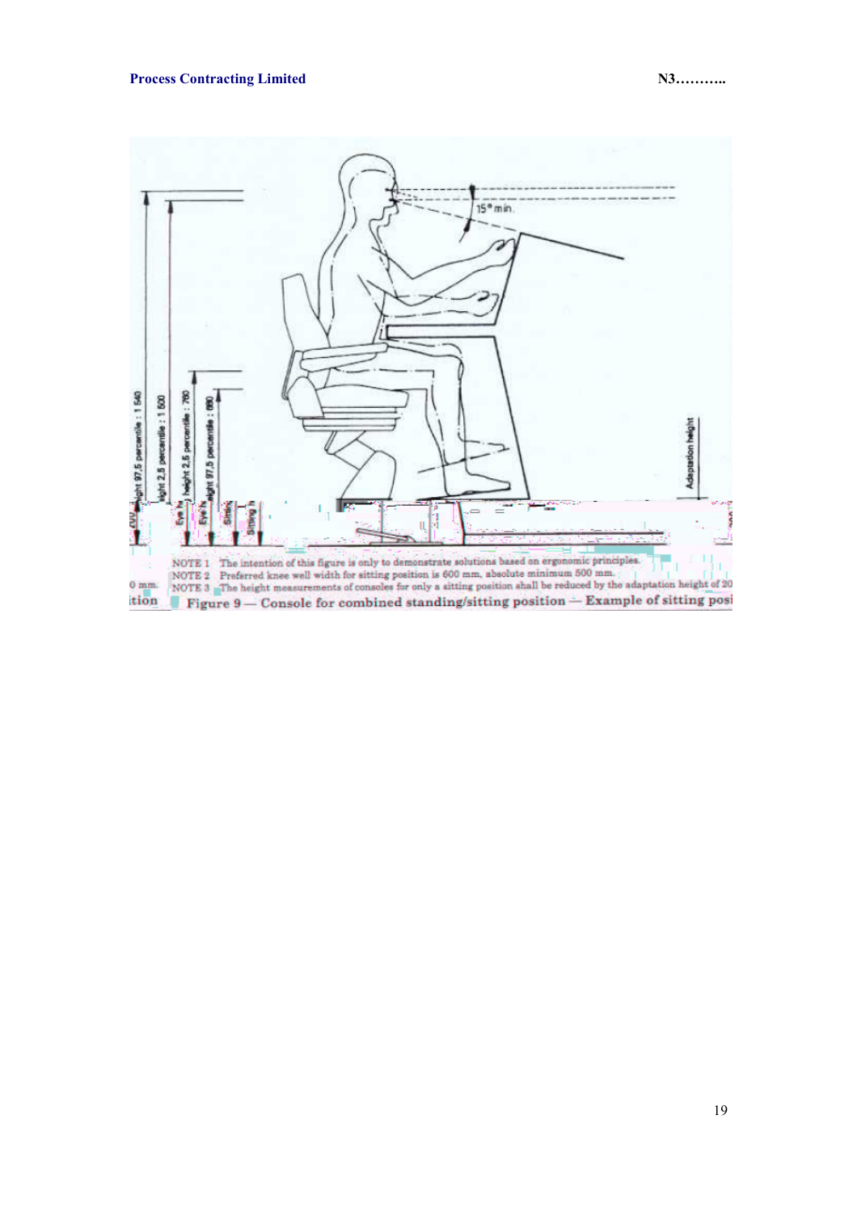NOTE 1 The intention of this figure is only to demonstrate solutions based on ergonomic principles.

NOTE 2 Preferred knee well width for sitting position is 600 mm, absolute minimum 500 mm.

NOTE 3 The height measurements of consoles for only a sitting position shall be reduced by the adaptation height of 20 0 mm.

**Figure 9 — Console for combined standing/sitting position — Example of sitting position**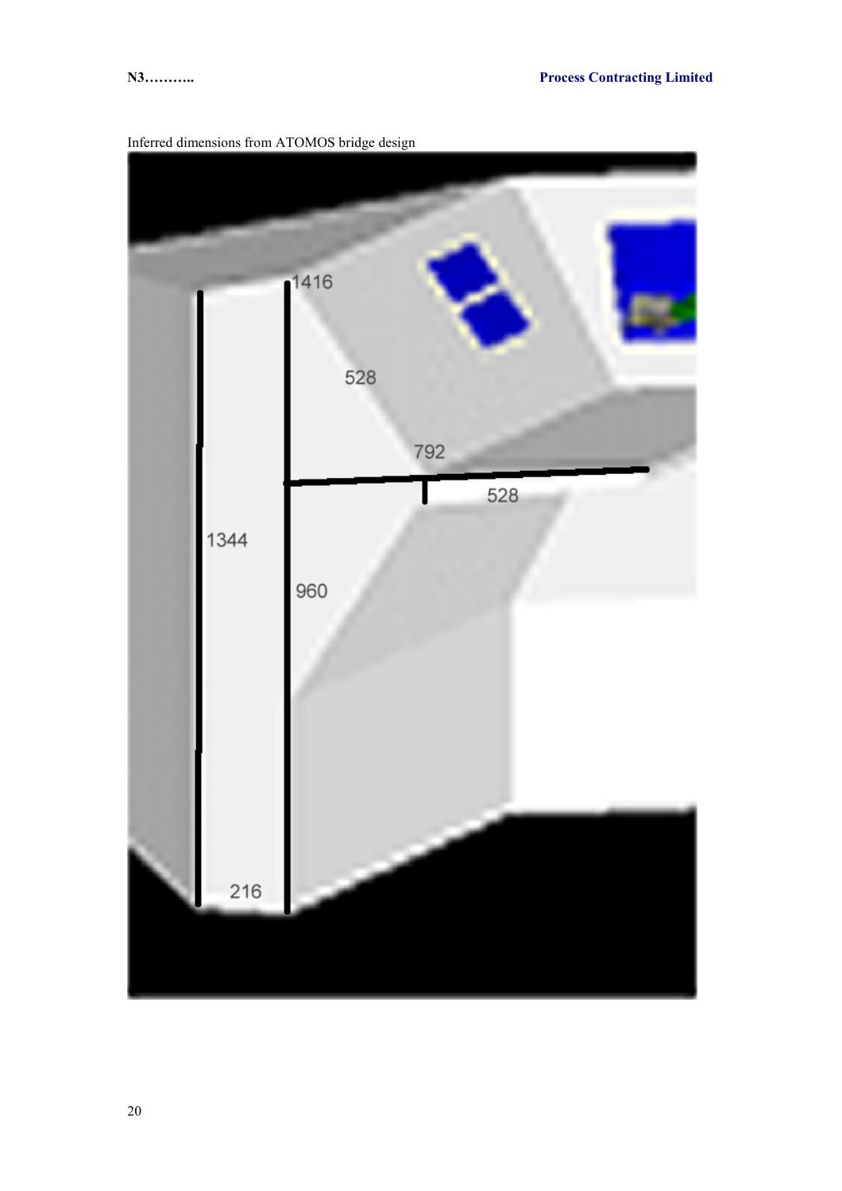Inferred dimensions from ATOMOS bridge design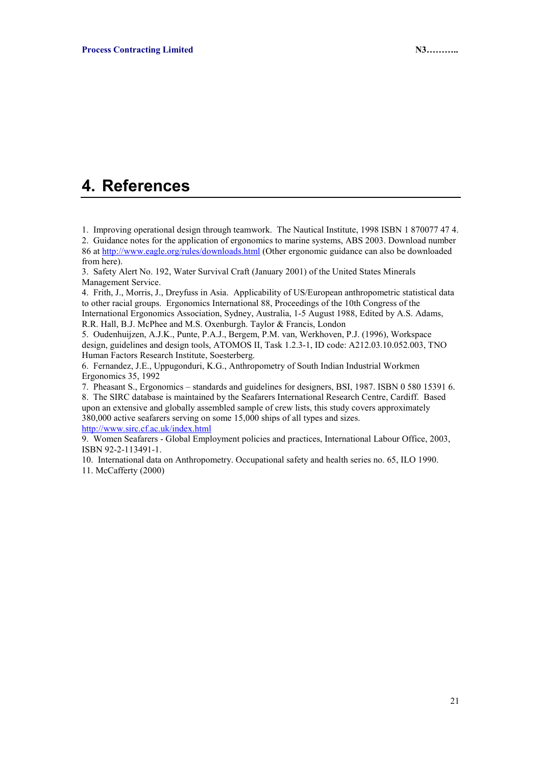# 4. References

1. Improving operational design through teamwork. The Nautical Institute, 1998 ISBN 1 870077 47 4.
2. Guidance notes for the application of ergonomics to marine systems, ABS 2003. Download number 86 at http://www.eagle.org/rules/downloads.html (Other ergonomic guidance can also be downloaded from here).
3. Safety Alert No. 192, Water Survival Craft (January 2001) of the United States Minerals Management Service.
4. Frith, J., Morris, J., Dreyfuss in Asia. Applicability of US/European anthropometric statistical data to other racial groups. Ergonomics International 88, Proceedings of the 10th Congress of the International Ergonomics Association, Sydney, Australia, 1-5 August 1988, Edited by A.S. Adams, R.R. Hall, B.J. McPhee and M.S. Oxenburgh. Taylor & Francis, London
5. Oudenhuijzen, A.J.K., Punte, P.A.J., Bergem, P.M. van, Werkhoven, P.J. (1996), Workspace design, guidelines and design tools, ATOMOS II, Task 1.2.3-1, ID code: A212.03.10.052.003, TNO Human Factors Research Institute, Soesterberg.
6. Fernandez, J.E., Uppugonduri, K.G., Anthropometry of South Indian Industrial Workmen Ergonomics 35, 1992
7. Pheasant S., Ergonomics – standards and guidelines for designers, BSI, 1987. ISBN 0 580 15391 6.
8. The SIRC database is maintained by the Seafarers International Research Centre, Cardiff. Based upon an extensive and globally assembled sample of crew lists, this study covers approximately 380,000 active seafarers serving on some 15,000 ships of all types and sizes. http://www.sirc.cf.ac.uk/index.html
9. Women Seafarers - Global Employment policies and practices, International Labour Office, 2003, ISBN 92-2-113491-1.
10. International data on Anthropometry. Occupational safety and health series no. 65, ILO 1990.
11. McCafferty (2000)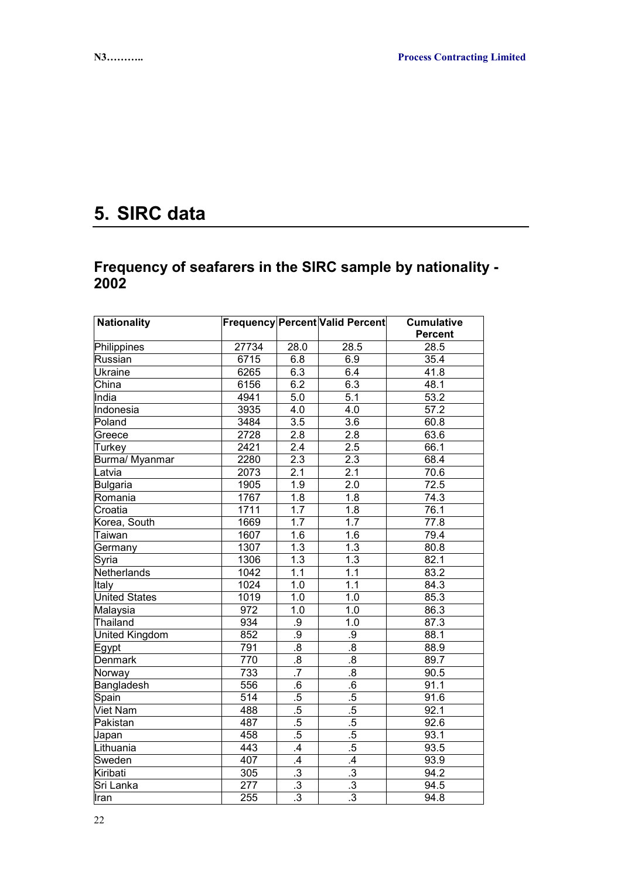# 5. SIRC data

## Frequency of seafarers in the SIRC sample by nationality - 2002

| Nationality | Frequency | Percent | Valid Percent | Cumulative Percent |
|---|---|---|---|---|
| Philippines | 27734 | 28.0 | 28.5 | 28.5 |
| Russian | 6715 | 6.8 | 6.9 | 35.4 |
| Ukraine | 6265 | 6.3 | 6.4 | 41.8 |
| China | 6156 | 6.2 | 6.3 | 48.1 |
| India | 4941 | 5.0 | 5.1 | 53.2 |
| Indonesia | 3935 | 4.0 | 4.0 | 57.2 |
| Poland | 3484 | 3.5 | 3.6 | 60.8 |
| Greece | 2728 | 2.8 | 2.8 | 63.6 |
| Turkey | 2421 | 2.4 | 2.5 | 66.1 |
| Burma/ Myanmar | 2280 | 2.3 | 2.3 | 68.4 |
| Latvia | 2073 | 2.1 | 2.1 | 70.6 |
| Bulgaria | 1905 | 1.9 | 2.0 | 72.5 |
| Romania | 1767 | 1.8 | 1.8 | 74.3 |
| Croatia | 1711 | 1.7 | 1.8 | 76.1 |
| Korea, South | 1669 | 1.7 | 1.7 | 77.8 |
| Taiwan | 1607 | 1.6 | 1.6 | 79.4 |
| Germany | 1307 | 1.3 | 1.3 | 80.8 |
| Syria | 1306 | 1.3 | 1.3 | 82.1 |
| Netherlands | 1042 | 1.1 | 1.1 | 83.2 |
| Italy | 1024 | 1.0 | 1.1 | 84.3 |
| United States | 1019 | 1.0 | 1.0 | 85.3 |
| Malaysia | 972 | 1.0 | 1.0 | 86.3 |
| Thailand | 934 | .9 | 1.0 | 87.3 |
| United Kingdom | 852 | .9 | .9 | 88.1 |
| Egypt | 791 | .8 | .8 | 88.9 |
| Denmark | 770 | .8 | .8 | 89.7 |
| Norway | 733 | .7 | .8 | 90.5 |
| Bangladesh | 556 | .6 | .6 | 91.1 |
| Spain | 514 | .5 | .5 | 91.6 |
| Viet Nam | 488 | .5 | .5 | 92.1 |
| Pakistan | 487 | .5 | .5 | 92.6 |
| Japan | 458 | .5 | .5 | 93.1 |
| Lithuania | 443 | .4 | .5 | 93.5 |
| Sweden | 407 | .4 | .4 | 93.9 |
| Kiribati | 305 | .3 | .3 | 94.2 |
| Sri Lanka | 277 | .3 | .3 | 94.5 |
| Iran | 255 | .3 | .3 | 94.8 |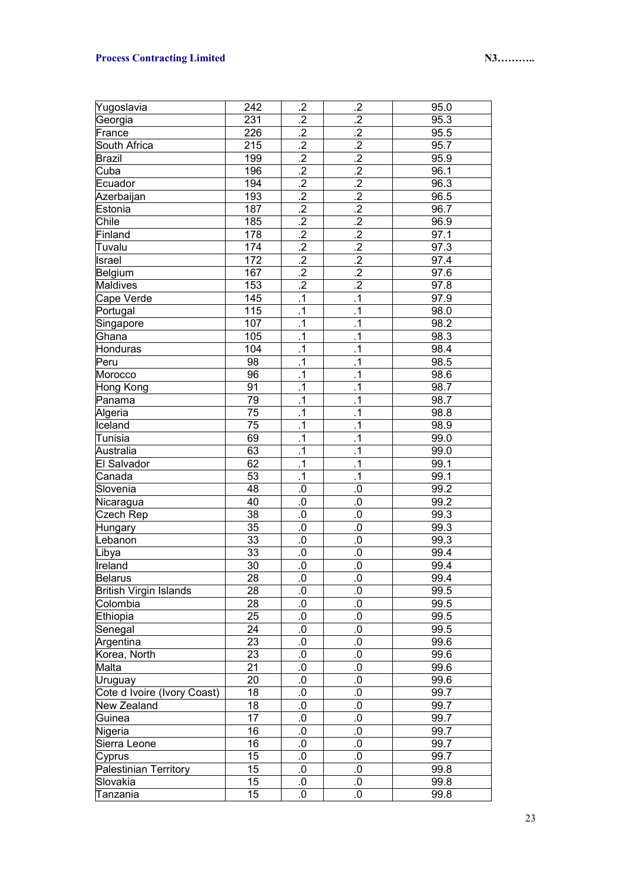| | | | | |
|---|---|---|---|---|
| Yugoslavia | 242 | .2 | .2 | 95.0 |
| Georgia | 231 | .2 | .2 | 95.3 |
| France | 226 | .2 | .2 | 95.5 |
| South Africa | 215 | .2 | .2 | 95.7 |
| Brazil | 199 | .2 | .2 | 95.9 |
| Cuba | 196 | .2 | .2 | 96.1 |
| Ecuador | 194 | .2 | .2 | 96.3 |
| Azerbaijan | 193 | .2 | .2 | 96.5 |
| Estonia | 187 | .2 | .2 | 96.7 |
| Chile | 185 | .2 | .2 | 96.9 |
| Finland | 178 | .2 | .2 | 97.1 |
| Tuvalu | 174 | .2 | .2 | 97.3 |
| Israel | 172 | .2 | .2 | 97.4 |
| Belgium | 167 | .2 | .2 | 97.6 |
| Maldives | 153 | .2 | .2 | 97.8 |
| Cape Verde | 145 | .1 | .1 | 97.9 |
| Portugal | 115 | .1 | .1 | 98.0 |
| Singapore | 107 | .1 | .1 | 98.2 |
| Ghana | 105 | .1 | .1 | 98.3 |
| Honduras | 104 | .1 | .1 | 98.4 |
| Peru | 98 | .1 | .1 | 98.5 |
| Morocco | 96 | .1 | .1 | 98.6 |
| Hong Kong | 91 | .1 | .1 | 98.7 |
| Panama | 79 | .1 | .1 | 98.7 |
| Algeria | 75 | .1 | .1 | 98.8 |
| Iceland | 75 | .1 | .1 | 98.9 |
| Tunisia | 69 | .1 | .1 | 99.0 |
| Australia | 63 | .1 | .1 | 99.0 |
| El Salvador | 62 | .1 | .1 | 99.1 |
| Canada | 53 | .1 | .1 | 99.1 |
| Slovenia | 48 | .0 | .0 | 99.2 |
| Nicaragua | 40 | .0 | .0 | 99.2 |
| Czech Rep | 38 | .0 | .0 | 99.3 |
| Hungary | 35 | .0 | .0 | 99.3 |
| Lebanon | 33 | .0 | .0 | 99.3 |
| Libya | 33 | .0 | .0 | 99.4 |
| Ireland | 30 | .0 | .0 | 99.4 |
| Belarus | 28 | .0 | .0 | 99.4 |
| British Virgin Islands | 28 | .0 | .0 | 99.5 |
| Colombia | 28 | .0 | .0 | 99.5 |
| Ethiopia | 25 | .0 | .0 | 99.5 |
| Senegal | 24 | .0 | .0 | 99.5 |
| Argentina | 23 | .0 | .0 | 99.6 |
| Korea, North | 23 | .0 | .0 | 99.6 |
| Malta | 21 | .0 | .0 | 99.6 |
| Uruguay | 20 | .0 | .0 | 99.6 |
| Cote d Ivoire (Ivory Coast) | 18 | .0 | .0 | 99.7 |
| New Zealand | 18 | .0 | .0 | 99.7 |
| Guinea | 17 | .0 | .0 | 99.7 |
| Nigeria | 16 | .0 | .0 | 99.7 |
| Sierra Leone | 16 | .0 | .0 | 99.7 |
| Cyprus | 15 | .0 | .0 | 99.7 |
| Palestinian Territory | 15 | .0 | .0 | 99.8 |
| Slovakia | 15 | .0 | .0 | 99.8 |
| Tanzania | 15 | .0 | .0 | 99.8 |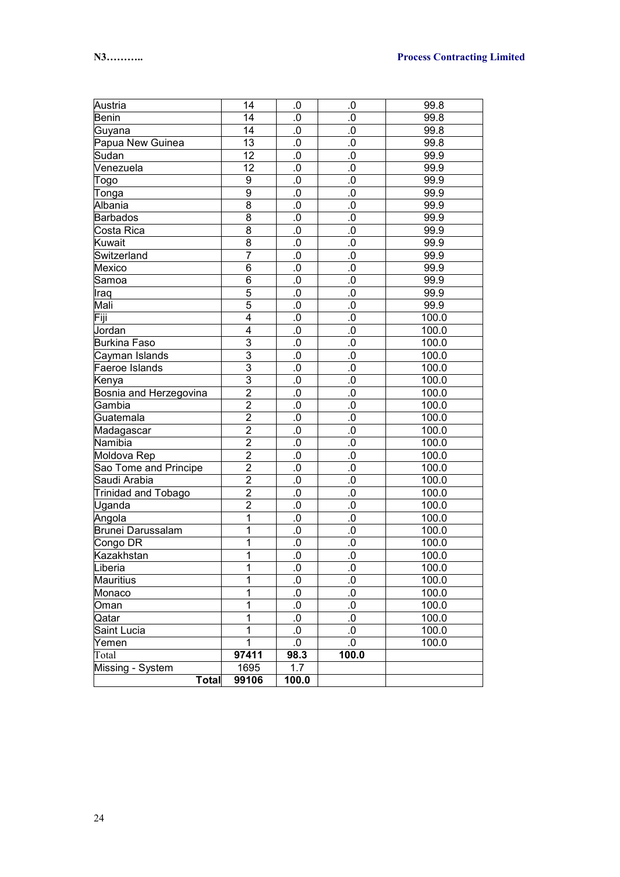| | | | | |
|---|---|---|---|---|
| Austria | 14 | .0 | .0 | 99.8 |
| Benin | 14 | .0 | .0 | 99.8 |
| Guyana | 14 | .0 | .0 | 99.8 |
| Papua New Guinea | 13 | .0 | .0 | 99.8 |
| Sudan | 12 | .0 | .0 | 99.9 |
| Venezuela | 12 | .0 | .0 | 99.9 |
| Togo | 9 | .0 | .0 | 99.9 |
| Tonga | 9 | .0 | .0 | 99.9 |
| Albania | 8 | .0 | .0 | 99.9 |
| Barbados | 8 | .0 | .0 | 99.9 |
| Costa Rica | 8 | .0 | .0 | 99.9 |
| Kuwait | 8 | .0 | .0 | 99.9 |
| Switzerland | 7 | .0 | .0 | 99.9 |
| Mexico | 6 | .0 | .0 | 99.9 |
| Samoa | 6 | .0 | .0 | 99.9 |
| Iraq | 5 | .0 | .0 | 99.9 |
| Mali | 5 | .0 | .0 | 99.9 |
| Fiji | 4 | .0 | .0 | 100.0 |
| Jordan | 4 | .0 | .0 | 100.0 |
| Burkina Faso | 3 | .0 | .0 | 100.0 |
| Cayman Islands | 3 | .0 | .0 | 100.0 |
| Faeroe Islands | 3 | .0 | .0 | 100.0 |
| Kenya | 3 | .0 | .0 | 100.0 |
| Bosnia and Herzegovina | 2 | .0 | .0 | 100.0 |
| Gambia | 2 | .0 | .0 | 100.0 |
| Guatemala | 2 | .0 | .0 | 100.0 |
| Madagascar | 2 | .0 | .0 | 100.0 |
| Namibia | 2 | .0 | .0 | 100.0 |
| Moldova Rep | 2 | .0 | .0 | 100.0 |
| Sao Tome and Principe | 2 | .0 | .0 | 100.0 |
| Saudi Arabia | 2 | .0 | .0 | 100.0 |
| Trinidad and Tobago | 2 | .0 | .0 | 100.0 |
| Uganda | 2 | .0 | .0 | 100.0 |
| Angola | 1 | .0 | .0 | 100.0 |
| Brunei Darussalam | 1 | .0 | .0 | 100.0 |
| Congo DR | 1 | .0 | .0 | 100.0 |
| Kazakhstan | 1 | .0 | .0 | 100.0 |
| Liberia | 1 | .0 | .0 | 100.0 |
| Mauritius | 1 | .0 | .0 | 100.0 |
| Monaco | 1 | .0 | .0 | 100.0 |
| Oman | 1 | .0 | .0 | 100.0 |
| Qatar | 1 | .0 | .0 | 100.0 |
| Saint Lucia | 1 | .0 | .0 | 100.0 |
| Yemen | 1 | .0 | .0 | 100.0 |
| Total | **97411** | **98.3** | **100.0** | |
| Missing - System | 1695 | 1.7 | | |
| **Total** | **99106** | **100.0** | | |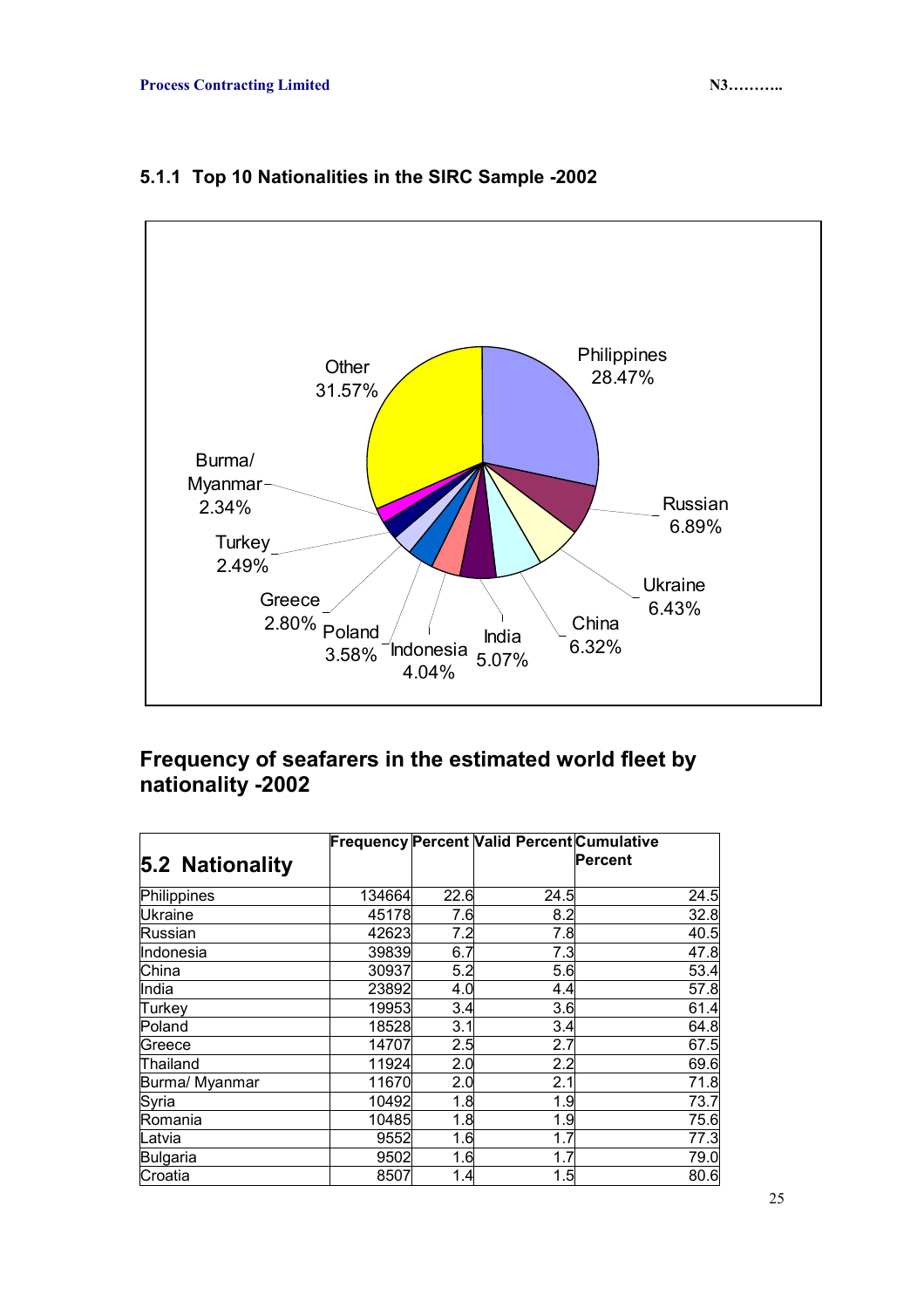### 5.1.1 Top 10 Nationalities in the SIRC Sample -2002

Philippines 28.47%
Russian 6.89%
Ukraine 6.43%
China 6.32%
India 5.07%
Indonesia 4.04%
Poland 3.58%
Greece 2.80%
Turkey 2.49%
Burma/ Myanmar 2.34%
Other 31.57%

## Frequency of seafarers in the estimated world fleet by nationality -2002

| 5.2 Nationality | Frequency | Percent | Valid Percent | Cumulative Percent |
|---|---|---|---|---|
| Philippines | 134664 | 22.6 | 24.5 | 24.5 |
| Ukraine | 45178 | 7.6 | 8.2 | 32.8 |
| Russian | 42623 | 7.2 | 7.8 | 40.5 |
| Indonesia | 39839 | 6.7 | 7.3 | 47.8 |
| China | 30937 | 5.2 | 5.6 | 53.4 |
| India | 23892 | 4.0 | 4.4 | 57.8 |
| Turkey | 19953 | 3.4 | 3.6 | 61.4 |
| Poland | 18528 | 3.1 | 3.4 | 64.8 |
| Greece | 14707 | 2.5 | 2.7 | 67.5 |
| Thailand | 11924 | 2.0 | 2.2 | 69.6 |
| Burma/ Myanmar | 11670 | 2.0 | 2.1 | 71.8 |
| Syria | 10492 | 1.8 | 1.9 | 73.7 |
| Romania | 10485 | 1.8 | 1.9 | 75.6 |
| Latvia | 9552 | 1.6 | 1.7 | 77.3 |
| Bulgaria | 9502 | 1.6 | 1.7 | 79.0 |
| Croatia | 8507 | 1.4 | 1.5 | 80.6 |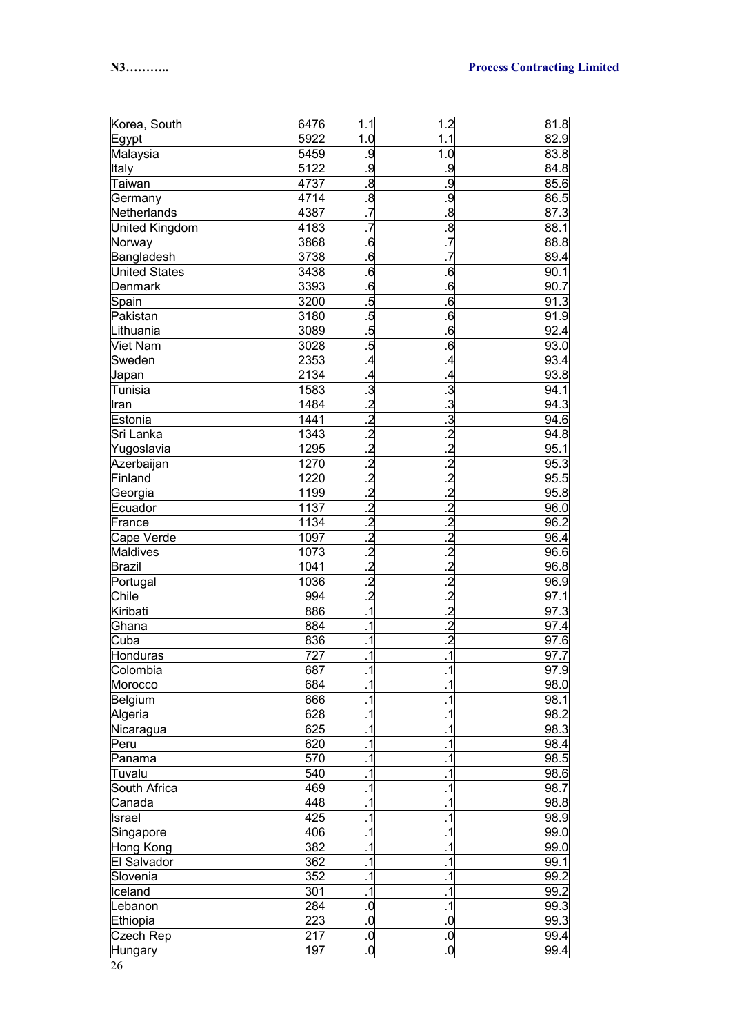| | | | | |
|---|---|---|---|---|
| Korea, South | 6476 | 1.1 | 1.2 | 81.8 |
| Egypt | 5922 | 1.0 | 1.1 | 82.9 |
| Malaysia | 5459 | .9 | 1.0 | 83.8 |
| Italy | 5122 | .9 | .9 | 84.8 |
| Taiwan | 4737 | .8 | .9 | 85.6 |
| Germany | 4714 | .8 | .9 | 86.5 |
| Netherlands | 4387 | .7 | .8 | 87.3 |
| United Kingdom | 4183 | .7 | .8 | 88.1 |
| Norway | 3868 | .6 | .7 | 88.8 |
| Bangladesh | 3738 | .6 | .7 | 89.4 |
| United States | 3438 | .6 | .6 | 90.1 |
| Denmark | 3393 | .6 | .6 | 90.7 |
| Spain | 3200 | .5 | .6 | 91.3 |
| Pakistan | 3180 | .5 | .6 | 91.9 |
| Lithuania | 3089 | .5 | .6 | 92.4 |
| Viet Nam | 3028 | .5 | .6 | 93.0 |
| Sweden | 2353 | .4 | .4 | 93.4 |
| Japan | 2134 | .4 | .4 | 93.8 |
| Tunisia | 1583 | .3 | .3 | 94.1 |
| Iran | 1484 | .2 | .3 | 94.3 |
| Estonia | 1441 | .2 | .3 | 94.6 |
| Sri Lanka | 1343 | .2 | .2 | 94.8 |
| Yugoslavia | 1295 | .2 | .2 | 95.1 |
| Azerbaijan | 1270 | .2 | .2 | 95.3 |
| Finland | 1220 | .2 | .2 | 95.5 |
| Georgia | 1199 | .2 | .2 | 95.8 |
| Ecuador | 1137 | .2 | .2 | 96.0 |
| France | 1134 | .2 | .2 | 96.2 |
| Cape Verde | 1097 | .2 | .2 | 96.4 |
| Maldives | 1073 | .2 | .2 | 96.6 |
| Brazil | 1041 | .2 | .2 | 96.8 |
| Portugal | 1036 | .2 | .2 | 96.9 |
| Chile | 994 | .2 | .2 | 97.1 |
| Kiribati | 886 | .1 | .2 | 97.3 |
| Ghana | 884 | .1 | .2 | 97.4 |
| Cuba | 836 | .1 | .2 | 97.6 |
| Honduras | 727 | .1 | .1 | 97.7 |
| Colombia | 687 | .1 | .1 | 97.9 |
| Morocco | 684 | .1 | .1 | 98.0 |
| Belgium | 666 | .1 | .1 | 98.1 |
| Algeria | 628 | .1 | .1 | 98.2 |
| Nicaragua | 625 | .1 | .1 | 98.3 |
| Peru | 620 | .1 | .1 | 98.4 |
| Panama | 570 | .1 | .1 | 98.5 |
| Tuvalu | 540 | .1 | .1 | 98.6 |
| South Africa | 469 | .1 | .1 | 98.7 |
| Canada | 448 | .1 | .1 | 98.8 |
| Israel | 425 | .1 | .1 | 98.9 |
| Singapore | 406 | .1 | .1 | 99.0 |
| Hong Kong | 382 | .1 | .1 | 99.0 |
| El Salvador | 362 | .1 | .1 | 99.1 |
| Slovenia | 352 | .1 | .1 | 99.2 |
| Iceland | 301 | .1 | .1 | 99.2 |
| Lebanon | 284 | .0 | .1 | 99.3 |
| Ethiopia | 223 | .0 | .0 | 99.3 |
| Czech Rep | 217 | .0 | .0 | 99.4 |
| Hungary | 197 | .0 | .0 | 99.4 |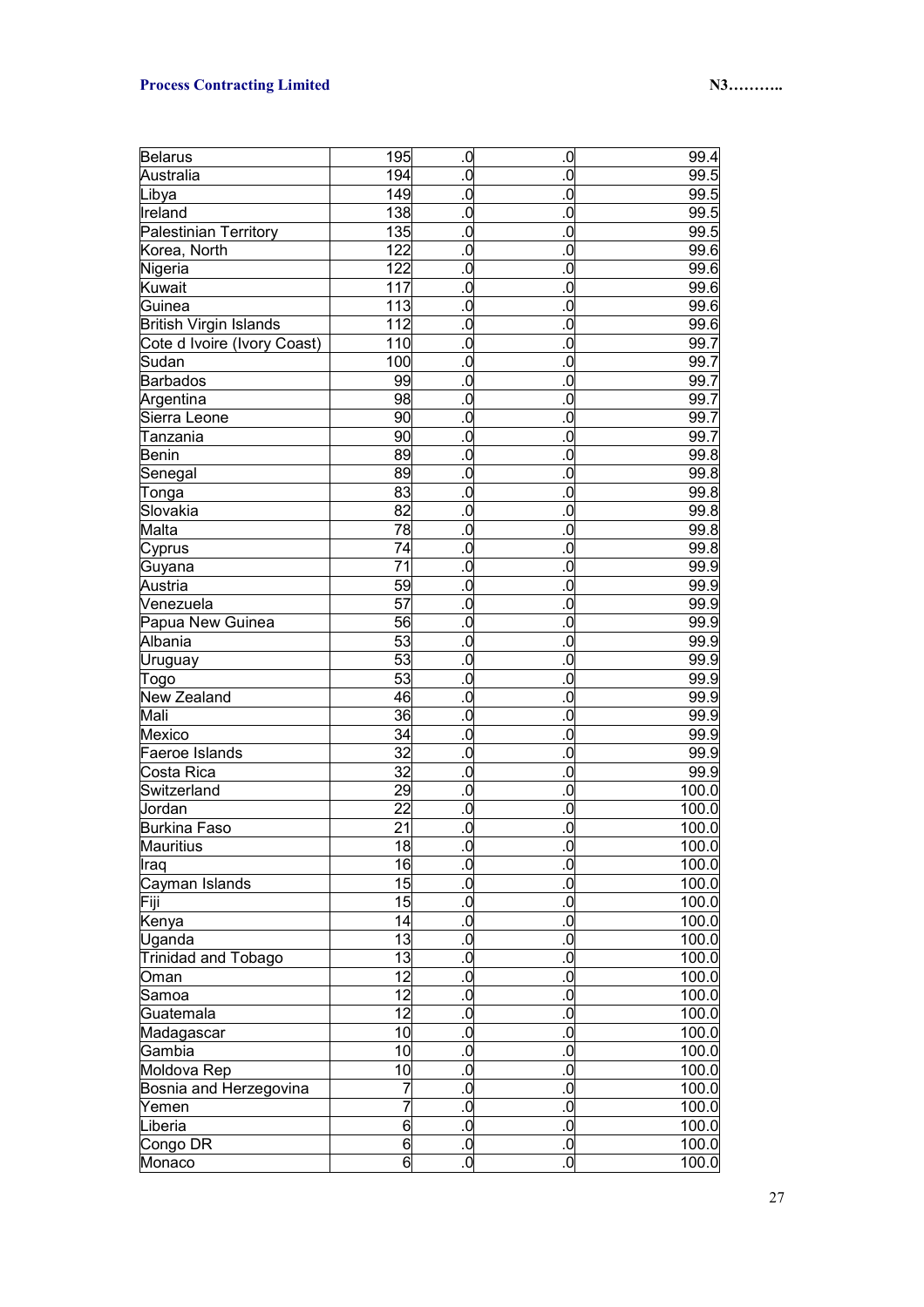| | | | | |
|---|---|---|---|---|
| Belarus | 195 | .0 | .0 | 99.4 |
| Australia | 194 | .0 | .0 | 99.5 |
| Libya | 149 | .0 | .0 | 99.5 |
| Ireland | 138 | .0 | .0 | 99.5 |
| Palestinian Territory | 135 | .0 | .0 | 99.5 |
| Korea, North | 122 | .0 | .0 | 99.6 |
| Nigeria | 122 | .0 | .0 | 99.6 |
| Kuwait | 117 | .0 | .0 | 99.6 |
| Guinea | 113 | .0 | .0 | 99.6 |
| British Virgin Islands | 112 | .0 | .0 | 99.6 |
| Cote d Ivoire (Ivory Coast) | 110 | .0 | .0 | 99.7 |
| Sudan | 100 | .0 | .0 | 99.7 |
| Barbados | 99 | .0 | .0 | 99.7 |
| Argentina | 98 | .0 | .0 | 99.7 |
| Sierra Leone | 90 | .0 | .0 | 99.7 |
| Tanzania | 90 | .0 | .0 | 99.7 |
| Benin | 89 | .0 | .0 | 99.8 |
| Senegal | 89 | .0 | .0 | 99.8 |
| Tonga | 83 | .0 | .0 | 99.8 |
| Slovakia | 82 | .0 | .0 | 99.8 |
| Malta | 78 | .0 | .0 | 99.8 |
| Cyprus | 74 | .0 | .0 | 99.8 |
| Guyana | 71 | .0 | .0 | 99.9 |
| Austria | 59 | .0 | .0 | 99.9 |
| Venezuela | 57 | .0 | .0 | 99.9 |
| Papua New Guinea | 56 | .0 | .0 | 99.9 |
| Albania | 53 | .0 | .0 | 99.9 |
| Uruguay | 53 | .0 | .0 | 99.9 |
| Togo | 53 | .0 | .0 | 99.9 |
| New Zealand | 46 | .0 | .0 | 99.9 |
| Mali | 36 | .0 | .0 | 99.9 |
| Mexico | 34 | .0 | .0 | 99.9 |
| Faeroe Islands | 32 | .0 | .0 | 99.9 |
| Costa Rica | 32 | .0 | .0 | 99.9 |
| Switzerland | 29 | .0 | .0 | 100.0 |
| Jordan | 22 | .0 | .0 | 100.0 |
| Burkina Faso | 21 | .0 | .0 | 100.0 |
| Mauritius | 18 | .0 | .0 | 100.0 |
| Iraq | 16 | .0 | .0 | 100.0 |
| Cayman Islands | 15 | .0 | .0 | 100.0 |
| Fiji | 15 | .0 | .0 | 100.0 |
| Kenya | 14 | .0 | .0 | 100.0 |
| Uganda | 13 | .0 | .0 | 100.0 |
| Trinidad and Tobago | 13 | .0 | .0 | 100.0 |
| Oman | 12 | .0 | .0 | 100.0 |
| Samoa | 12 | .0 | .0 | 100.0 |
| Guatemala | 12 | .0 | .0 | 100.0 |
| Madagascar | 10 | .0 | .0 | 100.0 |
| Gambia | 10 | .0 | .0 | 100.0 |
| Moldova Rep | 10 | .0 | .0 | 100.0 |
| Bosnia and Herzegovina | 7 | .0 | .0 | 100.0 |
| Yemen | 7 | .0 | .0 | 100.0 |
| Liberia | 6 | .0 | .0 | 100.0 |
| Congo DR | 6 | .0 | .0 | 100.0 |
| Monaco | 6 | .0 | .0 | 100.0 |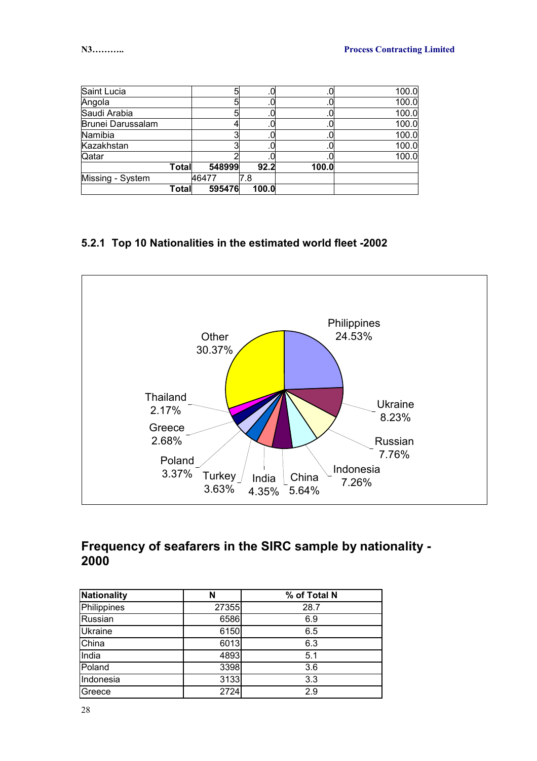| | | | | |
|---|---|---|---|---|
| Saint Lucia | 5 | .0 | .0 | 100.0 |
| Angola | 5 | .0 | .0 | 100.0 |
| Saudi Arabia | 5 | .0 | .0 | 100.0 |
| Brunei Darussalam | 4 | .0 | .0 | 100.0 |
| Namibia | 3 | .0 | .0 | 100.0 |
| Kazakhstan | 3 | .0 | .0 | 100.0 |
| Qatar | 2 | .0 | .0 | 100.0 |
| **Total** | **548999** | **92.2** | **100.0** | |
| Missing - System | 46477 | 7.8 | | |
| **Total** | **595476** | **100.0** | | |

### 5.2.1 Top 10 Nationalities in the estimated world fleet -2002

Philippines 24.53%
Ukraine 8.23%
Russian 7.76%
Indonesia 7.26%
China 5.64%
India 4.35%
Turkey 3.63%
Poland 3.37%
Greece 2.68%
Thailand 2.17%
Other 30.37%

## Frequency of seafarers in the SIRC sample by nationality - 2000

| Nationality | N | % of Total N |
|---|---|---|
| Philippines | 27355 | 28.7 |
| Russian | 6586 | 6.9 |
| Ukraine | 6150 | 6.5 |
| China | 6013 | 6.3 |
| India | 4893 | 5.1 |
| Poland | 3398 | 3.6 |
| Indonesia | 3133 | 3.3 |
| Greece | 2724 | 2.9 |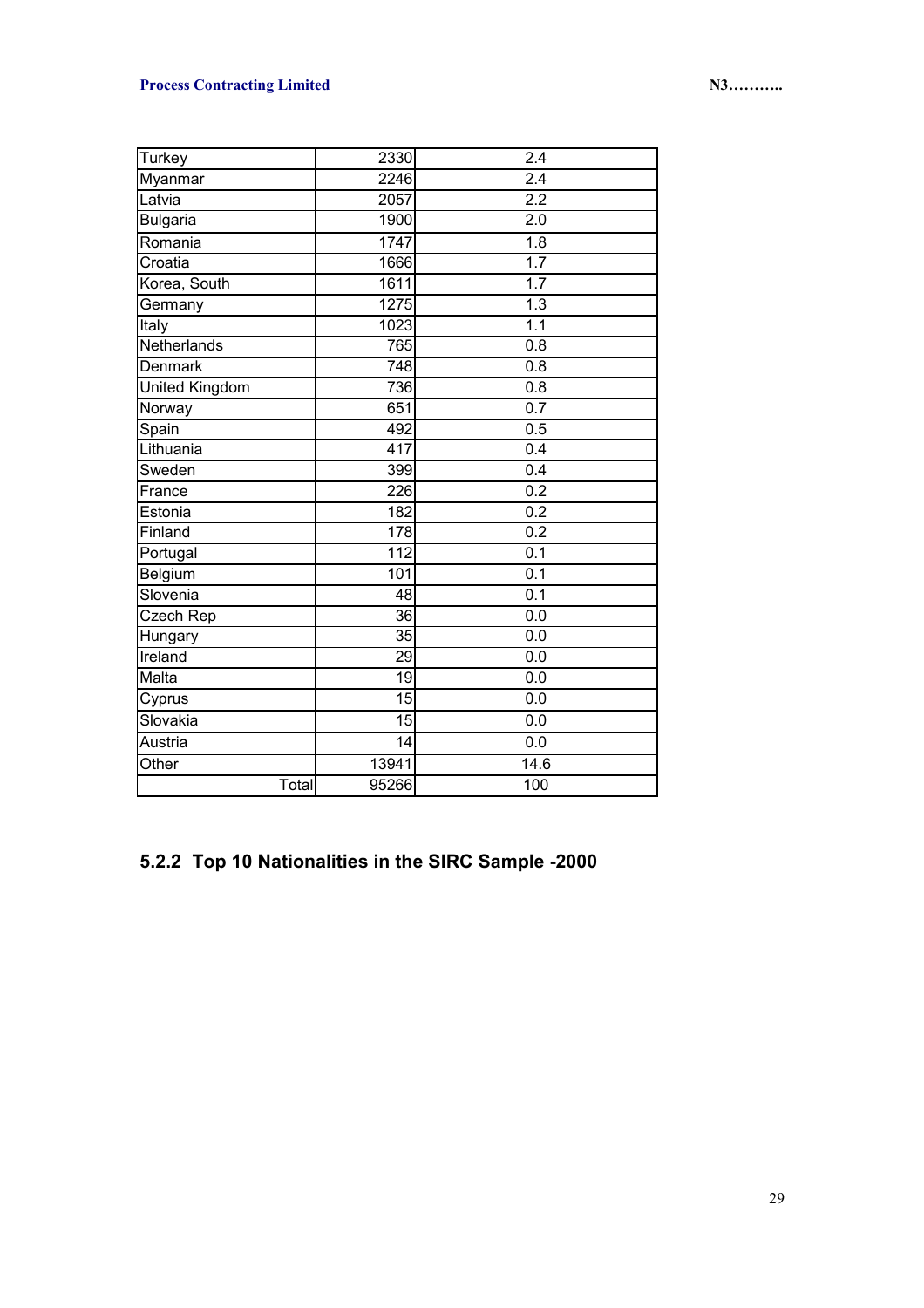| Turkey | 2330 | 2.4 |
|---|---|---|
| Myanmar | 2246 | 2.4 |
| Latvia | 2057 | 2.2 |
| Bulgaria | 1900 | 2.0 |
| Romania | 1747 | 1.8 |
| Croatia | 1666 | 1.7 |
| Korea, South | 1611 | 1.7 |
| Germany | 1275 | 1.3 |
| Italy | 1023 | 1.1 |
| Netherlands | 765 | 0.8 |
| Denmark | 748 | 0.8 |
| United Kingdom | 736 | 0.8 |
| Norway | 651 | 0.7 |
| Spain | 492 | 0.5 |
| Lithuania | 417 | 0.4 |
| Sweden | 399 | 0.4 |
| France | 226 | 0.2 |
| Estonia | 182 | 0.2 |
| Finland | 178 | 0.2 |
| Portugal | 112 | 0.1 |
| Belgium | 101 | 0.1 |
| Slovenia | 48 | 0.1 |
| Czech Rep | 36 | 0.0 |
| Hungary | 35 | 0.0 |
| Ireland | 29 | 0.0 |
| Malta | 19 | 0.0 |
| Cyprus | 15 | 0.0 |
| Slovakia | 15 | 0.0 |
| Austria | 14 | 0.0 |
| Other | 13941 | 14.6 |
| Total | 95266 | 100 |

### 5.2.2 Top 10 Nationalities in the SIRC Sample -2000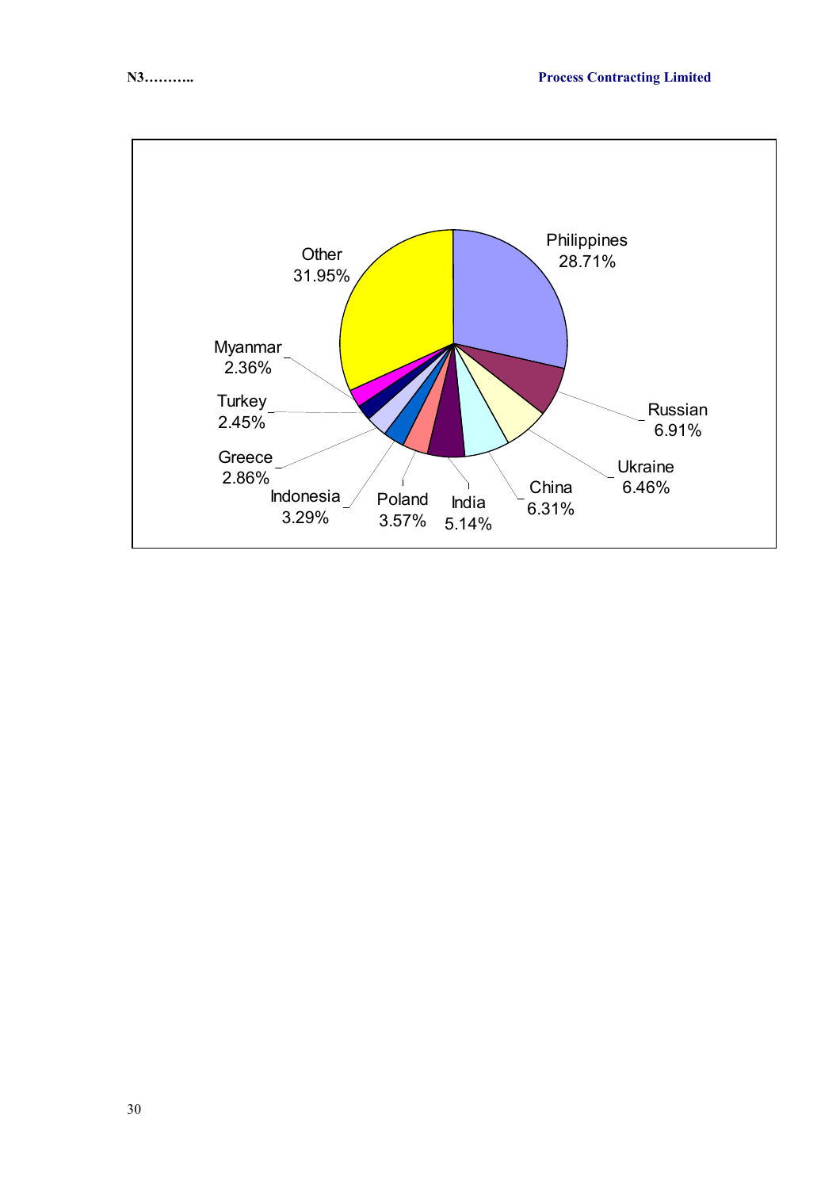Philippines
28.71%

Russian
6.91%

Ukraine
6.46%

China
6.31%

India
5.14%

Poland
3.57%

Indonesia
3.29%

Greece
2.86%

Turkey
2.45%

Myanmar
2.36%

Other
31.95%